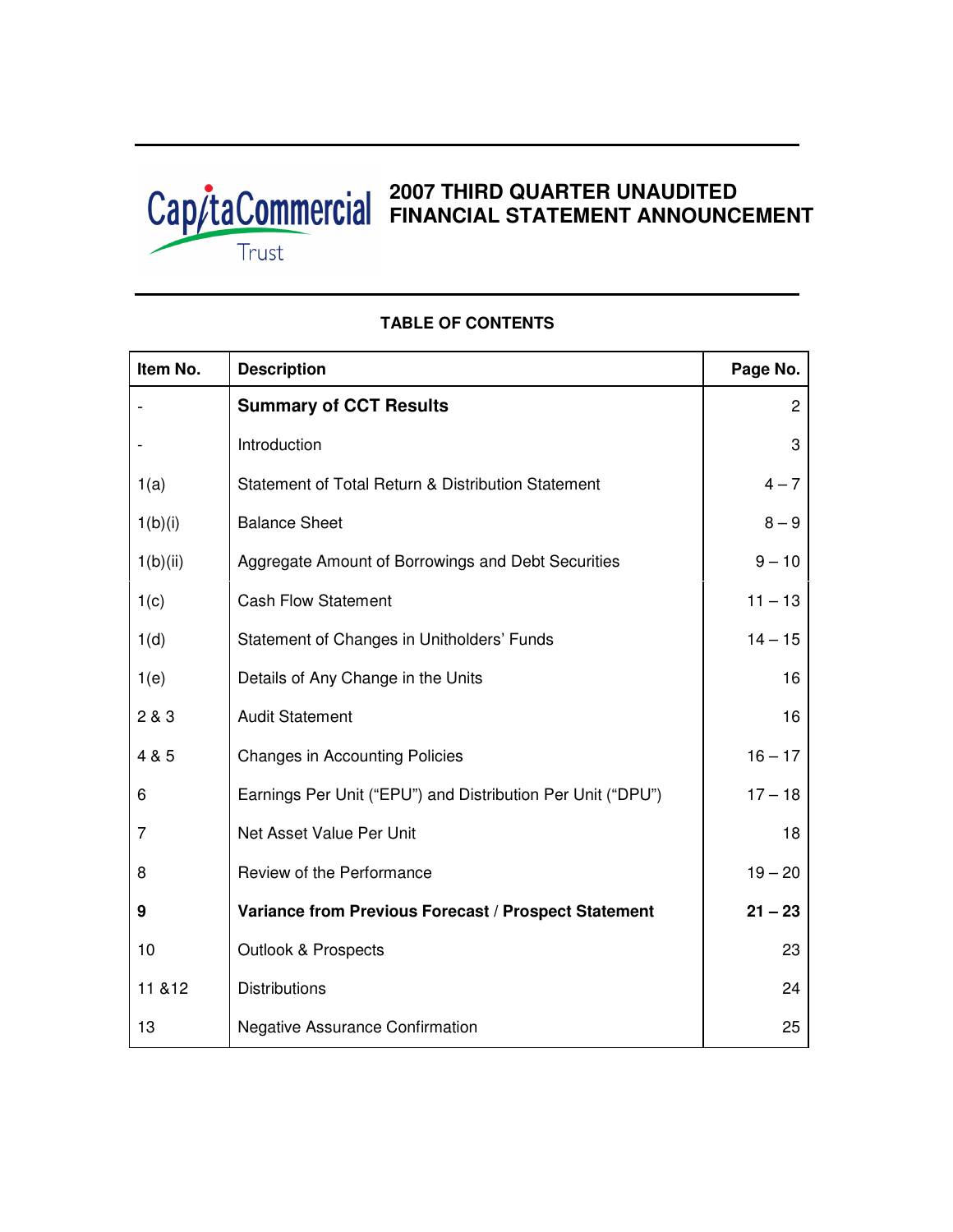CapitaCommercial Trust

# 2007 THIRD QUARTER UNAUDITED FINANCIAL STATEMENT ANNOUNCEMENT

## TABLE OF CONTENTS

| Item No. | Description | Page No. |
|---|---|---|
| - | **Summary of CCT Results** | 2 |
| - | Introduction | 3 |
| 1(a) | Statement of Total Return & Distribution Statement | 4 – 7 |
| 1(b)(i) | Balance Sheet | 8 – 9 |
| 1(b)(ii) | Aggregate Amount of Borrowings and Debt Securities | 9 – 10 |
| 1(c) | Cash Flow Statement | 11 – 13 |
| 1(d) | Statement of Changes in Unitholders' Funds | 14 – 15 |
| 1(e) | Details of Any Change in the Units | 16 |
| 2 & 3 | Audit Statement | 16 |
| 4 & 5 | Changes in Accounting Policies | 16 – 17 |
| 6 | Earnings Per Unit ("EPU") and Distribution Per Unit ("DPU") | 17 – 18 |
| 7 | Net Asset Value Per Unit | 18 |
| 8 | Review of the Performance | 19 – 20 |
| **9** | **Variance from Previous Forecast / Prospect Statement** | **21 – 23** |
| 10 | Outlook & Prospects | 23 |
| 11 &12 | Distributions | 24 |
| 13 | Negative Assurance Confirmation | 25 |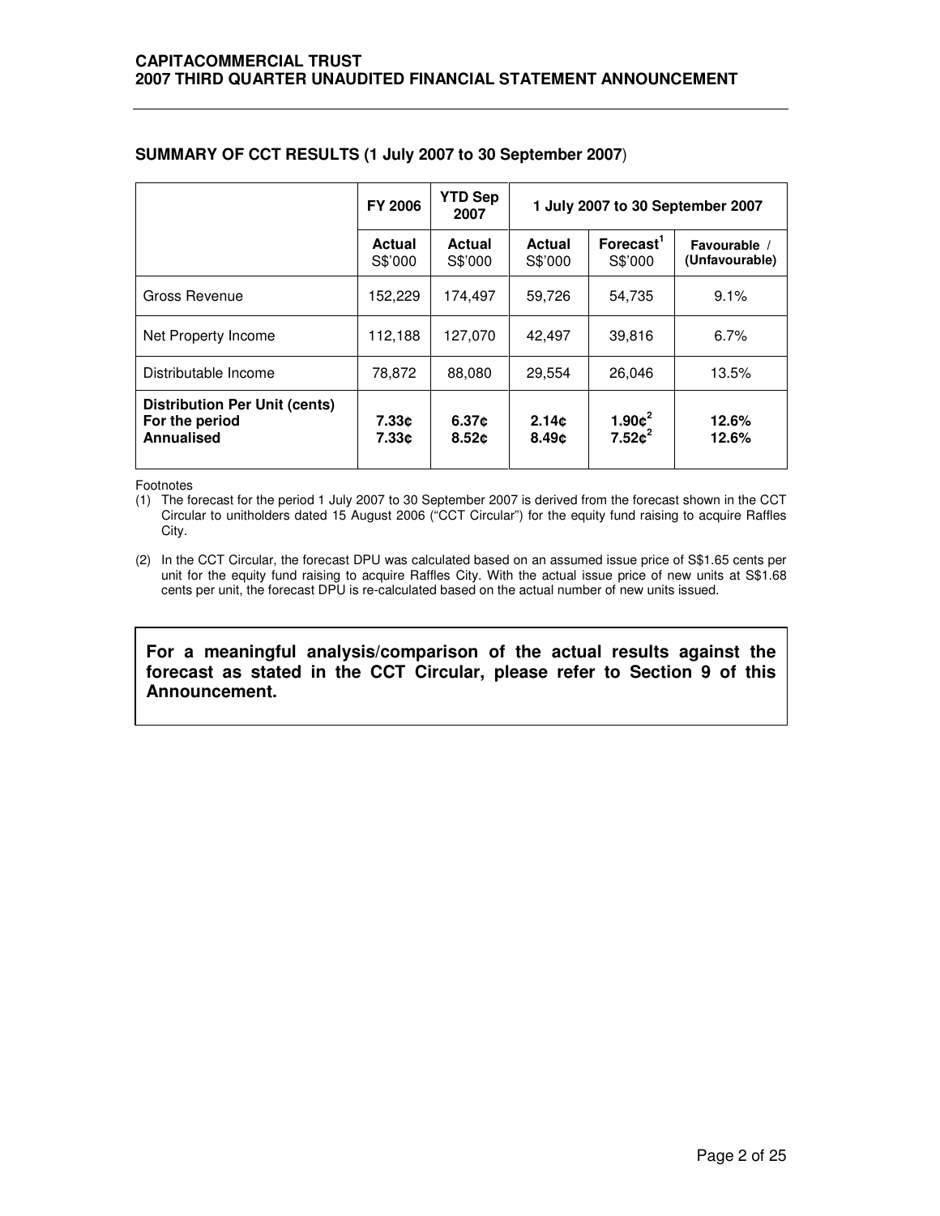## SUMMARY OF CCT RESULTS (1 July 2007 to 30 September 2007)

| | FY 2006 | YTD Sep 2007 | 1 July 2007 to 30 September 2007 | | |
|---|---|---|---|---|---|
| | **Actual** S$'000 | **Actual** S$'000 | **Actual** S$'000 | **Forecast[1]** S$'000 | **Favourable / (Unfavourable)** |
| Gross Revenue | 152,229 | 174,497 | 59,726 | 54,735 | 9.1% |
| Net Property Income | 112,188 | 127,070 | 42,497 | 39,816 | 6.7% |
| Distributable Income | 78,872 | 88,080 | 29,554 | 26,046 | 13.5% |
| **Distribution Per Unit (cents)** | | | | | |
| **For the period** | **7.33¢** | **6.37¢** | **2.14¢** | **1.90¢[2]** | **12.6%** |
| **Annualised** | **7.33¢** | **8.52¢** | **8.49¢** | **7.52¢[2]** | **12.6%** |

Footnotes

(1) The forecast for the period 1 July 2007 to 30 September 2007 is derived from the forecast shown in the CCT Circular to unitholders dated 15 August 2006 ("CCT Circular") for the equity fund raising to acquire Raffles City.

(2) In the CCT Circular, the forecast DPU was calculated based on an assumed issue price of S$1.65 cents per unit for the equity fund raising to acquire Raffles City. With the actual issue price of new units at S$1.68 cents per unit, the forecast DPU is re-calculated based on the actual number of new units issued.

**For a meaningful analysis/comparison of the actual results against the forecast as stated in the CCT Circular, please refer to Section 9 of this Announcement.**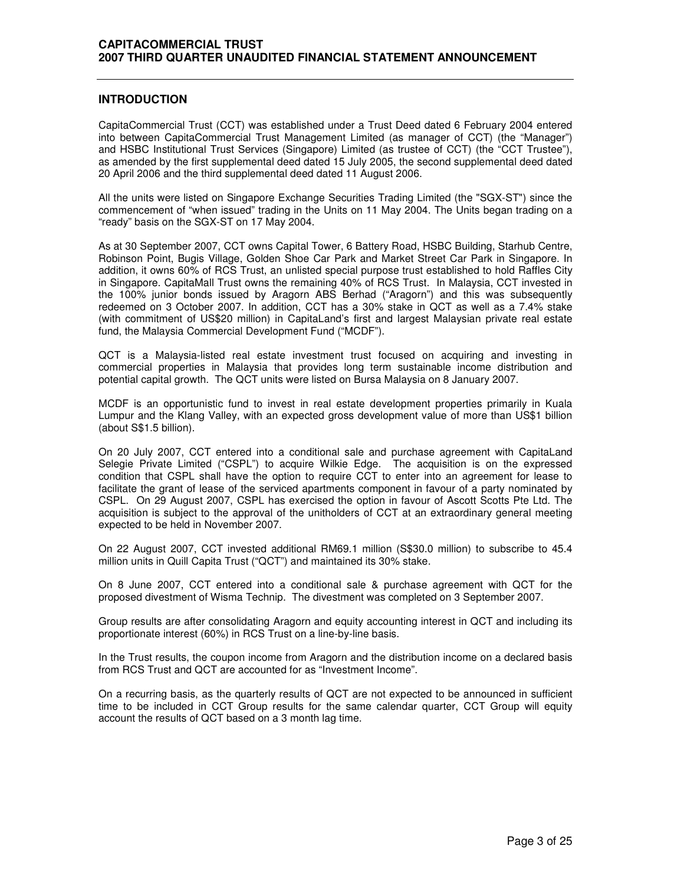## INTRODUCTION

CapitaCommercial Trust (CCT) was established under a Trust Deed dated 6 February 2004 entered into between CapitaCommercial Trust Management Limited (as manager of CCT) (the "Manager") and HSBC Institutional Trust Services (Singapore) Limited (as trustee of CCT) (the "CCT Trustee"), as amended by the first supplemental deed dated 15 July 2005, the second supplemental deed dated 20 April 2006 and the third supplemental deed dated 11 August 2006.

All the units were listed on Singapore Exchange Securities Trading Limited (the "SGX-ST") since the commencement of "when issued" trading in the Units on 11 May 2004. The Units began trading on a "ready" basis on the SGX-ST on 17 May 2004.

As at 30 September 2007, CCT owns Capital Tower, 6 Battery Road, HSBC Building, Starhub Centre, Robinson Point, Bugis Village, Golden Shoe Car Park and Market Street Car Park in Singapore. In addition, it owns 60% of RCS Trust, an unlisted special purpose trust established to hold Raffles City in Singapore. CapitaMall Trust owns the remaining 40% of RCS Trust. In Malaysia, CCT invested in the 100% junior bonds issued by Aragorn ABS Berhad ("Aragorn") and this was subsequently redeemed on 3 October 2007. In addition, CCT has a 30% stake in QCT as well as a 7.4% stake (with commitment of US$20 million) in CapitaLand's first and largest Malaysian private real estate fund, the Malaysia Commercial Development Fund ("MCDF").

QCT is a Malaysia-listed real estate investment trust focused on acquiring and investing in commercial properties in Malaysia that provides long term sustainable income distribution and potential capital growth. The QCT units were listed on Bursa Malaysia on 8 January 2007.

MCDF is an opportunistic fund to invest in real estate development properties primarily in Kuala Lumpur and the Klang Valley, with an expected gross development value of more than US$1 billion (about S$1.5 billion).

On 20 July 2007, CCT entered into a conditional sale and purchase agreement with CapitaLand Selegie Private Limited ("CSPL") to acquire Wilkie Edge. The acquisition is on the expressed condition that CSPL shall have the option to require CCT to enter into an agreement for lease to facilitate the grant of lease of the serviced apartments component in favour of a party nominated by CSPL. On 29 August 2007, CSPL has exercised the option in favour of Ascott Scotts Pte Ltd. The acquisition is subject to the approval of the unitholders of CCT at an extraordinary general meeting expected to be held in November 2007.

On 22 August 2007, CCT invested additional RM69.1 million (S$30.0 million) to subscribe to 45.4 million units in Quill Capita Trust ("QCT") and maintained its 30% stake.

On 8 June 2007, CCT entered into a conditional sale & purchase agreement with QCT for the proposed divestment of Wisma Technip. The divestment was completed on 3 September 2007.

Group results are after consolidating Aragorn and equity accounting interest in QCT and including its proportionate interest (60%) in RCS Trust on a line-by-line basis.

In the Trust results, the coupon income from Aragorn and the distribution income on a declared basis from RCS Trust and QCT are accounted for as "Investment Income".

On a recurring basis, as the quarterly results of QCT are not expected to be announced in sufficient time to be included in CCT Group results for the same calendar quarter, CCT Group will equity account the results of QCT based on a 3 month lag time.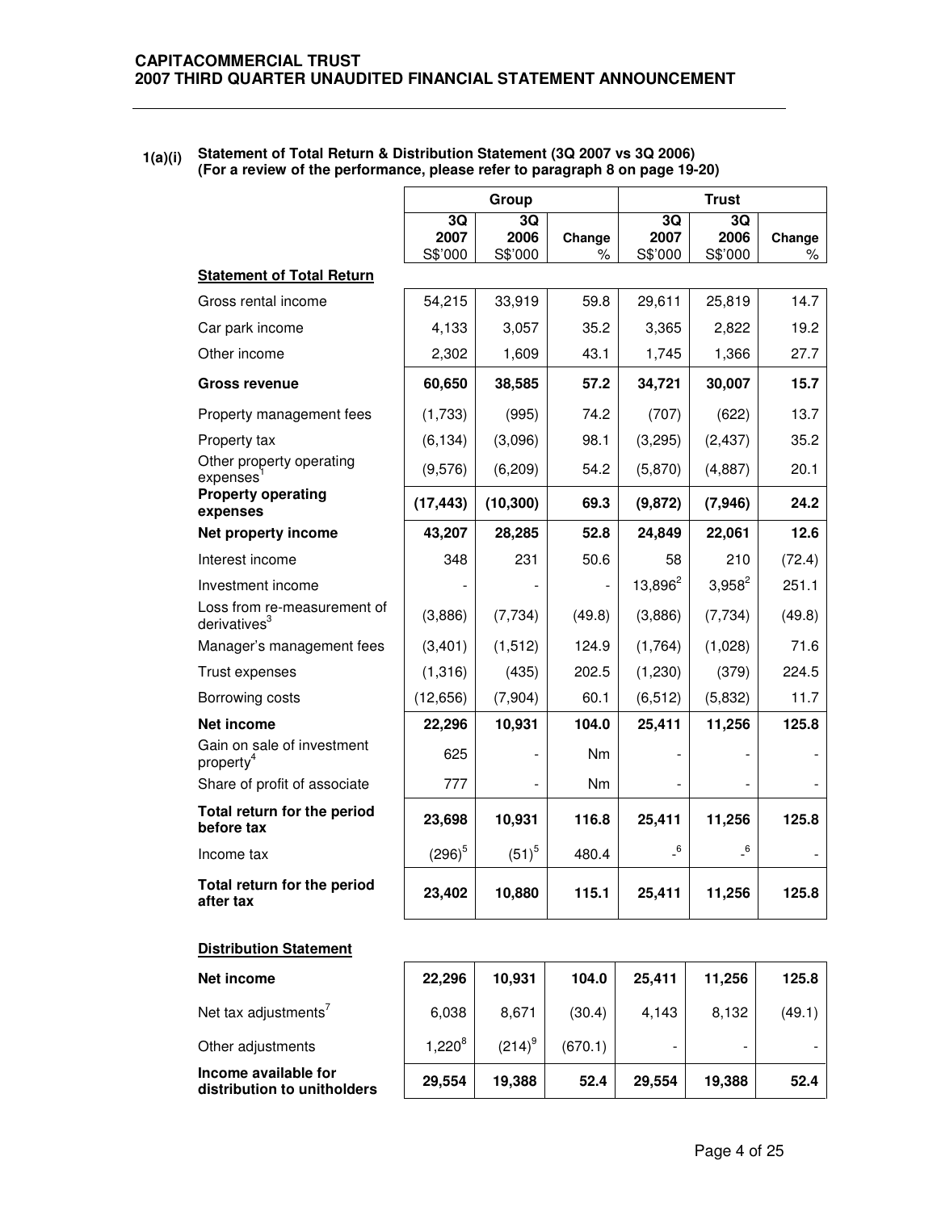**CAPITACOMMERCIAL TRUST**
**2007 THIRD QUARTER UNAUDITED FINANCIAL STATEMENT ANNOUNCEMENT**

**1(a)(i) Statement of Total Return & Distribution Statement (3Q 2007 vs 3Q 2006)**
**(For a review of the performance, please refer to paragraph 8 on page 19-20)**

| | Group | | | Trust | | |
|---|---|---|---|---|---|---|
| | 3Q 2007 S$'000 | 3Q 2006 S$'000 | Change % | 3Q 2007 S$'000 | 3Q 2006 S$'000 | Change % |
| **Statement of Total Return** | | | | | | |
| Gross rental income | 54,215 | 33,919 | 59.8 | 29,611 | 25,819 | 14.7 |
| Car park income | 4,133 | 3,057 | 35.2 | 3,365 | 2,822 | 19.2 |
| Other income | 2,302 | 1,609 | 43.1 | 1,745 | 1,366 | 27.7 |
| **Gross revenue** | **60,650** | **38,585** | **57.2** | **34,721** | **30,007** | **15.7** |
| Property management fees | (1,733) | (995) | 74.2 | (707) | (622) | 13.7 |
| Property tax | (6,134) | (3,096) | 98.1 | (3,295) | (2,437) | 35.2 |
| Other property operating expenses[1] | (9,576) | (6,209) | 54.2 | (5,870) | (4,887) | 20.1 |
| **Property operating expenses** | **(17,443)** | **(10,300)** | **69.3** | **(9,872)** | **(7,946)** | **24.2** |
| **Net property income** | **43,207** | **28,285** | **52.8** | **24,849** | **22,061** | **12.6** |
| Interest income | 348 | 231 | 50.6 | 58 | 210 | (72.4) |
| Investment income | - | - | - | 13,896[2] | 3,958[2] | 251.1 |
| Loss from re-measurement of derivatives[3] | (3,886) | (7,734) | (49.8) | (3,886) | (7,734) | (49.8) |
| Manager's management fees | (3,401) | (1,512) | 124.9 | (1,764) | (1,028) | 71.6 |
| Trust expenses | (1,316) | (435) | 202.5 | (1,230) | (379) | 224.5 |
| Borrowing costs | (12,656) | (7,904) | 60.1 | (6,512) | (5,832) | 11.7 |
| **Net income** | **22,296** | **10,931** | **104.0** | **25,411** | **11,256** | **125.8** |
| Gain on sale of investment property[4] | 625 | - | Nm | - | - | - |
| Share of profit of associate | 777 | - | Nm | - | - | - |
| **Total return for the period before tax** | **23,698** | **10,931** | **116.8** | **25,411** | **11,256** | **125.8** |
| Income tax | (296)[5] | (51)[5] | 480.4 | -[6] | -[6] | - |
| **Total return for the period after tax** | **23,402** | **10,880** | **115.1** | **25,411** | **11,256** | **125.8** |
| **Distribution Statement** | | | | | | |
| **Net income** | **22,296** | **10,931** | **104.0** | **25,411** | **11,256** | **125.8** |
| Net tax adjustments[7] | 6,038 | 8,671 | (30.4) | 4,143 | 8,132 | (49.1) |
| Other adjustments | 1,220[8] | (214)[9] | (670.1) | - | - | - |
| **Income available for distribution to unitholders** | **29,554** | **19,388** | **52.4** | **29,554** | **19,388** | **52.4** |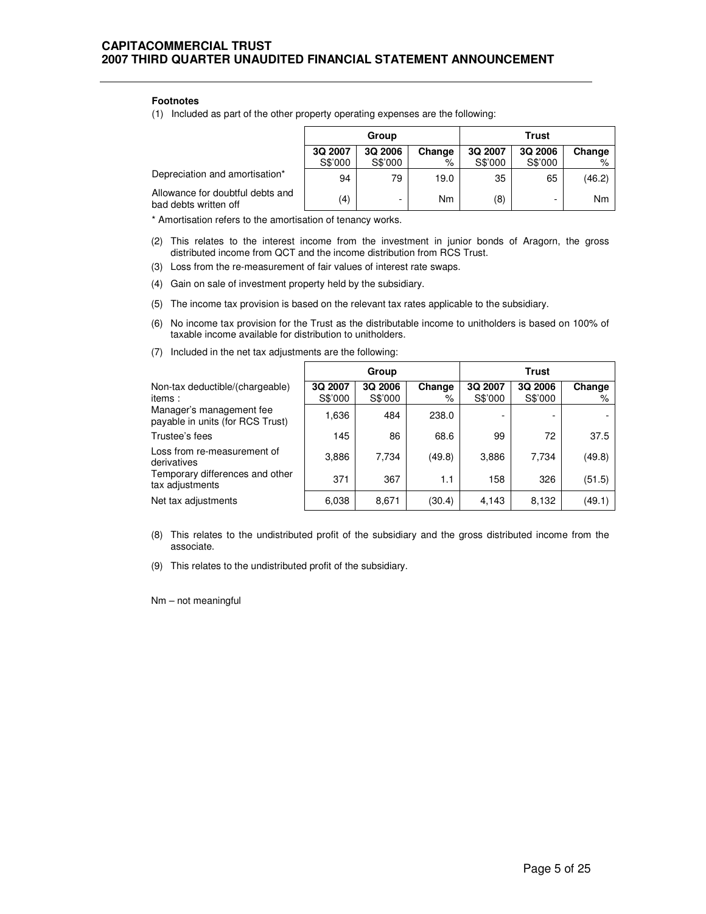**Footnotes**

(1) Included as part of the other property operating expenses are the following:

| | Group | | | Trust | | |
|---|---|---|---|---|---|---|
| | 3Q 2007 S$'000 | 3Q 2006 S$'000 | Change % | 3Q 2007 S$'000 | 3Q 2006 S$'000 | Change % |
| Depreciation and amortisation* | 94 | 79 | 19.0 | 35 | 65 | (46.2) |
| Allowance for doubtful debts and bad debts written off | (4) | - | Nm | (8) | - | Nm |

\* Amortisation refers to the amortisation of tenancy works.

(2) This relates to the interest income from the investment in junior bonds of Aragorn, the gross distributed income from QCT and the income distribution from RCS Trust.

(3) Loss from the re-measurement of fair values of interest rate swaps.

(4) Gain on sale of investment property held by the subsidiary.

(5) The income tax provision is based on the relevant tax rates applicable to the subsidiary.

(6) No income tax provision for the Trust as the distributable income to unitholders is based on 100% of taxable income available for distribution to unitholders.

(7) Included in the net tax adjustments are the following:

| | Group | | | Trust | | |
|---|---|---|---|---|---|---|
| Non-tax deductible/(chargeable) items : | 3Q 2007 S$'000 | 3Q 2006 S$'000 | Change % | 3Q 2007 S$'000 | 3Q 2006 S$'000 | Change % |
| Manager's management fee payable in units (for RCS Trust) | 1,636 | 484 | 238.0 | - | - | - |
| Trustee's fees | 145 | 86 | 68.6 | 99 | 72 | 37.5 |
| Loss from re-measurement of derivatives | 3,886 | 7,734 | (49.8) | 3,886 | 7,734 | (49.8) |
| Temporary differences and other tax adjustments | 371 | 367 | 1.1 | 158 | 326 | (51.5) |
| Net tax adjustments | 6,038 | 8,671 | (30.4) | 4,143 | 8,132 | (49.1) |

(8) This relates to the undistributed profit of the subsidiary and the gross distributed income from the associate.

(9) This relates to the undistributed profit of the subsidiary.

Nm – not meaningful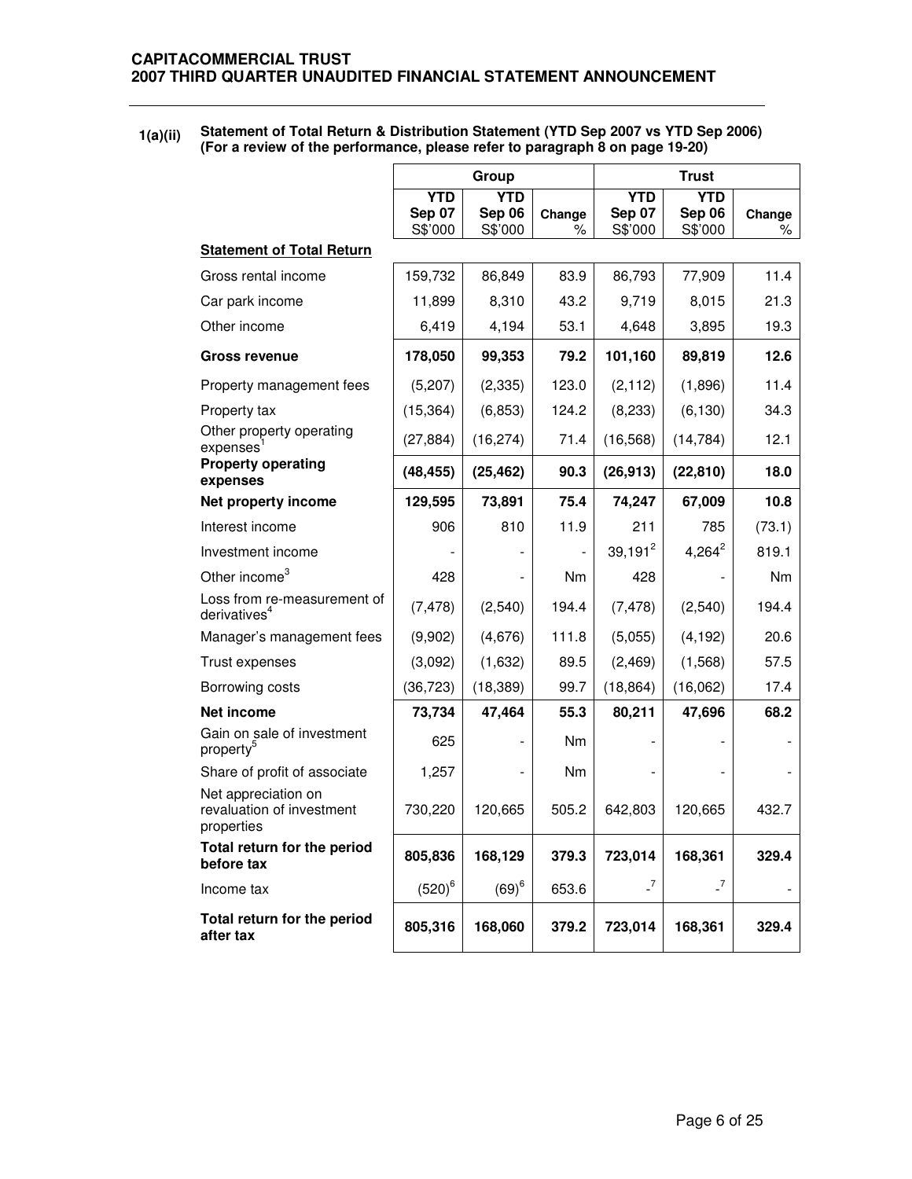**1(a)(ii) Statement of Total Return & Distribution Statement (YTD Sep 2007 vs YTD Sep 2006) (For a review of the performance, please refer to paragraph 8 on page 19-20)**

| | Group | | | Trust | | |
|---|---|---|---|---|---|---|
| | YTD Sep 07 S$'000 | YTD Sep 06 S$'000 | Change % | YTD Sep 07 S$'000 | YTD Sep 06 S$'000 | Change % |
| **Statement of Total Return** | | | | | | |
| Gross rental income | 159,732 | 86,849 | 83.9 | 86,793 | 77,909 | 11.4 |
| Car park income | 11,899 | 8,310 | 43.2 | 9,719 | 8,015 | 21.3 |
| Other income | 6,419 | 4,194 | 53.1 | 4,648 | 3,895 | 19.3 |
| **Gross revenue** | **178,050** | **99,353** | **79.2** | **101,160** | **89,819** | **12.6** |
| Property management fees | (5,207) | (2,335) | 123.0 | (2,112) | (1,896) | 11.4 |
| Property tax | (15,364) | (6,853) | 124.2 | (8,233) | (6,130) | 34.3 |
| Other property operating expenses[1] | (27,884) | (16,274) | 71.4 | (16,568) | (14,784) | 12.1 |
| **Property operating expenses** | **(48,455)** | **(25,462)** | **90.3** | **(26,913)** | **(22,810)** | **18.0** |
| **Net property income** | **129,595** | **73,891** | **75.4** | **74,247** | **67,009** | **10.8** |
| Interest income | 906 | 810 | 11.9 | 211 | 785 | (73.1) |
| Investment income | - | - | - | 39,191[2] | 4,264[2] | 819.1 |
| Other income[3] | 428 | - | Nm | 428 | - | Nm |
| Loss from re-measurement of derivatives[4] | (7,478) | (2,540) | 194.4 | (7,478) | (2,540) | 194.4 |
| Manager's management fees | (9,902) | (4,676) | 111.8 | (5,055) | (4,192) | 20.6 |
| Trust expenses | (3,092) | (1,632) | 89.5 | (2,469) | (1,568) | 57.5 |
| Borrowing costs | (36,723) | (18,389) | 99.7 | (18,864) | (16,062) | 17.4 |
| **Net income** | **73,734** | **47,464** | **55.3** | **80,211** | **47,696** | **68.2** |
| Gain on sale of investment property[5] | 625 | - | Nm | - | - | - |
| Share of profit of associate | 1,257 | - | Nm | - | - | - |
| Net appreciation on revaluation of investment properties | 730,220 | 120,665 | 505.2 | 642,803 | 120,665 | 432.7 |
| **Total return for the period before tax** | **805,836** | **168,129** | **379.3** | **723,014** | **168,361** | **329.4** |
| Income tax | (520)[6] | (69)[6] | 653.6 | -[7] | -[7] | - |
| **Total return for the period after tax** | **805,316** | **168,060** | **379.2** | **723,014** | **168,361** | **329.4** |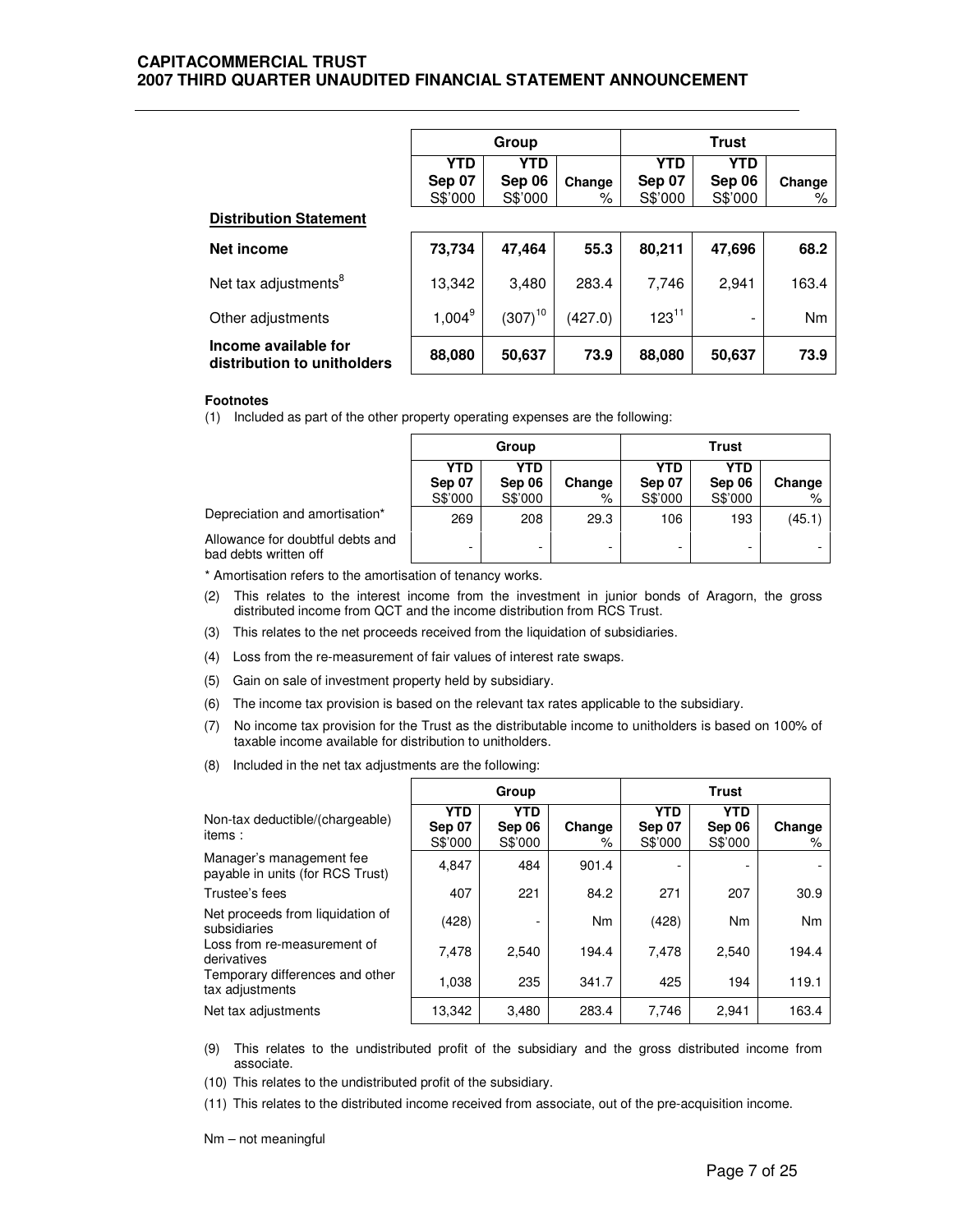| | Group | | | Trust | | |
|---|---|---|---|---|---|---|
| | YTD Sep 07 S$'000 | YTD Sep 06 S$'000 | Change % | YTD Sep 07 S$'000 | YTD Sep 06 S$'000 | Change % |
| **Distribution Statement** | | | | | | |
| **Net income** | **73,734** | **47,464** | **55.3** | **80,211** | **47,696** | **68.2** |
| Net tax adjustments[8] | 13,342 | 3,480 | 283.4 | 7,746 | 2,941 | 163.4 |
| Other adjustments | 1,004[9] | (307)[10] | (427.0) | 123[11] | - | Nm |
| **Income available for distribution to unitholders** | **88,080** | **50,637** | **73.9** | **88,080** | **50,637** | **73.9** |

**Footnotes**

(1) Included as part of the other property operating expenses are the following:

| | Group | | | Trust | | |
|---|---|---|---|---|---|---|
| | YTD Sep 07 S$'000 | YTD Sep 06 S$'000 | Change % | YTD Sep 07 S$'000 | YTD Sep 06 S$'000 | Change % |
| Depreciation and amortisation* | 269 | 208 | 29.3 | 106 | 193 | (45.1) |
| Allowance for doubtful debts and bad debts written off | - | - | - | - | - | - |

\* Amortisation refers to the amortisation of tenancy works.

(2) This relates to the interest income from the investment in junior bonds of Aragorn, the gross distributed income from QCT and the income distribution from RCS Trust.

(3) This relates to the net proceeds received from the liquidation of subsidiaries.

(4) Loss from the re-measurement of fair values of interest rate swaps.

(5) Gain on sale of investment property held by subsidiary.

(6) The income tax provision is based on the relevant tax rates applicable to the subsidiary.

(7) No income tax provision for the Trust as the distributable income to unitholders is based on 100% of taxable income available for distribution to unitholders.

(8) Included in the net tax adjustments are the following:

| | Group | | | Trust | | |
|---|---|---|---|---|---|---|
| Non-tax deductible/(chargeable) items : | YTD Sep 07 S$'000 | YTD Sep 06 S$'000 | Change % | YTD Sep 07 S$'000 | YTD Sep 06 S$'000 | Change % |
| Manager's management fee payable in units (for RCS Trust) | 4,847 | 484 | 901.4 | - | - | - |
| Trustee's fees | 407 | 221 | 84.2 | 271 | 207 | 30.9 |
| Net proceeds from liquidation of subsidiaries | (428) | - | Nm | (428) | Nm | Nm |
| Loss from re-measurement of derivatives | 7,478 | 2,540 | 194.4 | 7,478 | 2,540 | 194.4 |
| Temporary differences and other tax adjustments | 1,038 | 235 | 341.7 | 425 | 194 | 119.1 |
| Net tax adjustments | 13,342 | 3,480 | 283.4 | 7,746 | 2,941 | 163.4 |

(9) This relates to the undistributed profit of the subsidiary and the gross distributed income from associate.

(10) This relates to the undistributed profit of the subsidiary.

(11) This relates to the distributed income received from associate, out of the pre-acquisition income.

Nm – not meaningful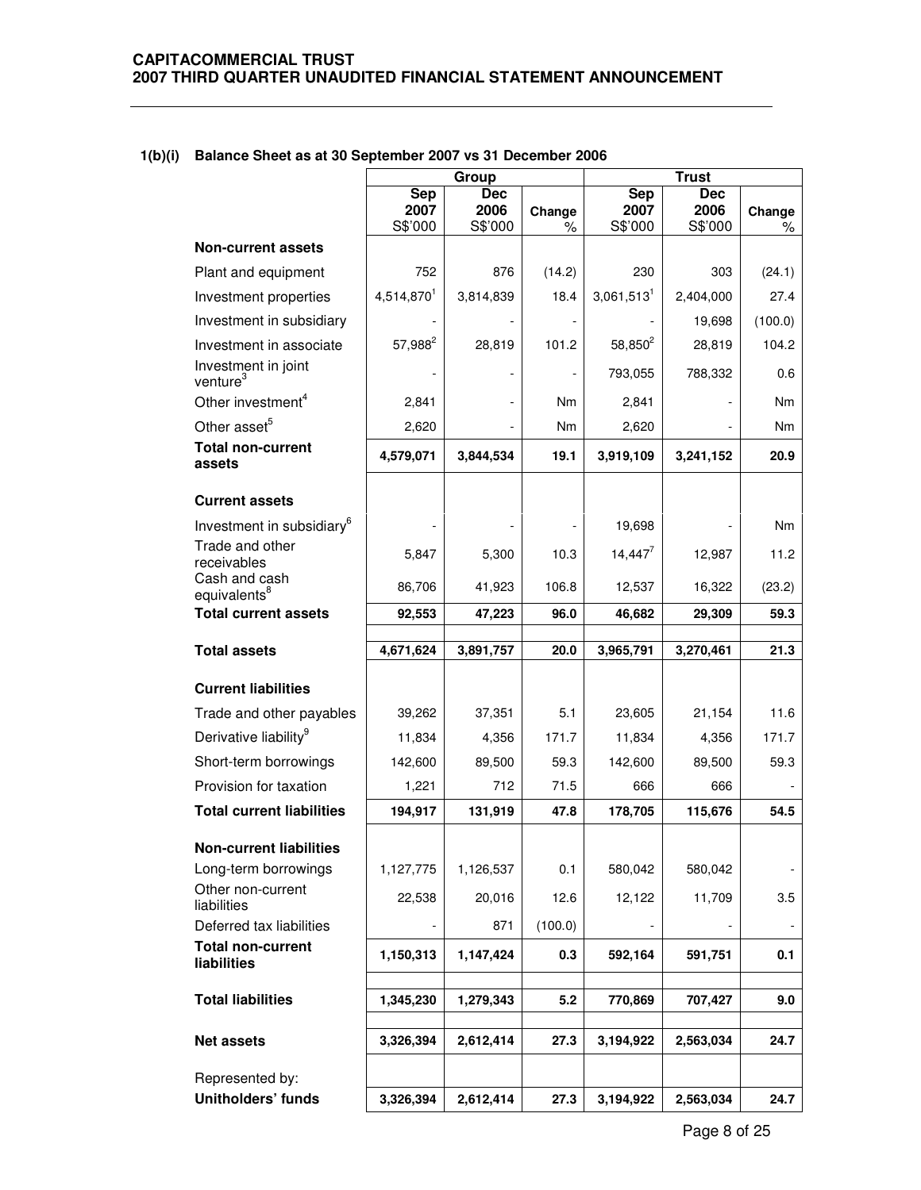**1(b)(i) Balance Sheet as at 30 September 2007 vs 31 December 2006**

| | Group | | | Trust | | |
|---|---|---|---|---|---|---|
| | Sep 2007 S$'000 | Dec 2006 S$'000 | Change % | Sep 2007 S$'000 | Dec 2006 S$'000 | Change % |
| **Non-current assets** | | | | | | |
| Plant and equipment | 752 | 876 | (14.2) | 230 | 303 | (24.1) |
| Investment properties | 4,514,870[1] | 3,814,839 | 18.4 | 3,061,513[1] | 2,404,000 | 27.4 |
| Investment in subsidiary | - | - | - | - | 19,698 | (100.0) |
| Investment in associate | 57,988[2] | 28,819 | 101.2 | 58,850[2] | 28,819 | 104.2 |
| Investment in joint venture[3] | - | - | - | 793,055 | 788,332 | 0.6 |
| Other investment[4] | 2,841 | - | Nm | 2,841 | - | Nm |
| Other asset[5] | 2,620 | - | Nm | 2,620 | - | Nm |
| **Total non-current assets** | **4,579,071** | **3,844,534** | **19.1** | **3,919,109** | **3,241,152** | **20.9** |
| **Current assets** | | | | | | |
| Investment in subsidiary[6] | - | - | - | 19,698 | - | Nm |
| Trade and other receivables | 5,847 | 5,300 | 10.3 | 14,447[7] | 12,987 | 11.2 |
| Cash and cash equivalents[8] | 86,706 | 41,923 | 106.8 | 12,537 | 16,322 | (23.2) |
| **Total current assets** | **92,553** | **47,223** | **96.0** | **46,682** | **29,309** | **59.3** |
| **Total assets** | **4,671,624** | **3,891,757** | **20.0** | **3,965,791** | **3,270,461** | **21.3** |
| **Current liabilities** | | | | | | |
| Trade and other payables | 39,262 | 37,351 | 5.1 | 23,605 | 21,154 | 11.6 |
| Derivative liability[9] | 11,834 | 4,356 | 171.7 | 11,834 | 4,356 | 171.7 |
| Short-term borrowings | 142,600 | 89,500 | 59.3 | 142,600 | 89,500 | 59.3 |
| Provision for taxation | 1,221 | 712 | 71.5 | 666 | 666 | - |
| **Total current liabilities** | **194,917** | **131,919** | **47.8** | **178,705** | **115,676** | **54.5** |
| **Non-current liabilities** | | | | | | |
| Long-term borrowings | 1,127,775 | 1,126,537 | 0.1 | 580,042 | 580,042 | - |
| Other non-current liabilities | 22,538 | 20,016 | 12.6 | 12,122 | 11,709 | 3.5 |
| Deferred tax liabilities | - | 871 | (100.0) | - | - | - |
| **Total non-current liabilities** | **1,150,313** | **1,147,424** | **0.3** | **592,164** | **591,751** | **0.1** |
| **Total liabilities** | **1,345,230** | **1,279,343** | **5.2** | **770,869** | **707,427** | **9.0** |
| **Net assets** | **3,326,394** | **2,612,414** | **27.3** | **3,194,922** | **2,563,034** | **24.7** |
| Represented by: | | | | | | |
| **Unitholders' funds** | **3,326,394** | **2,612,414** | **27.3** | **3,194,922** | **2,563,034** | **24.7** |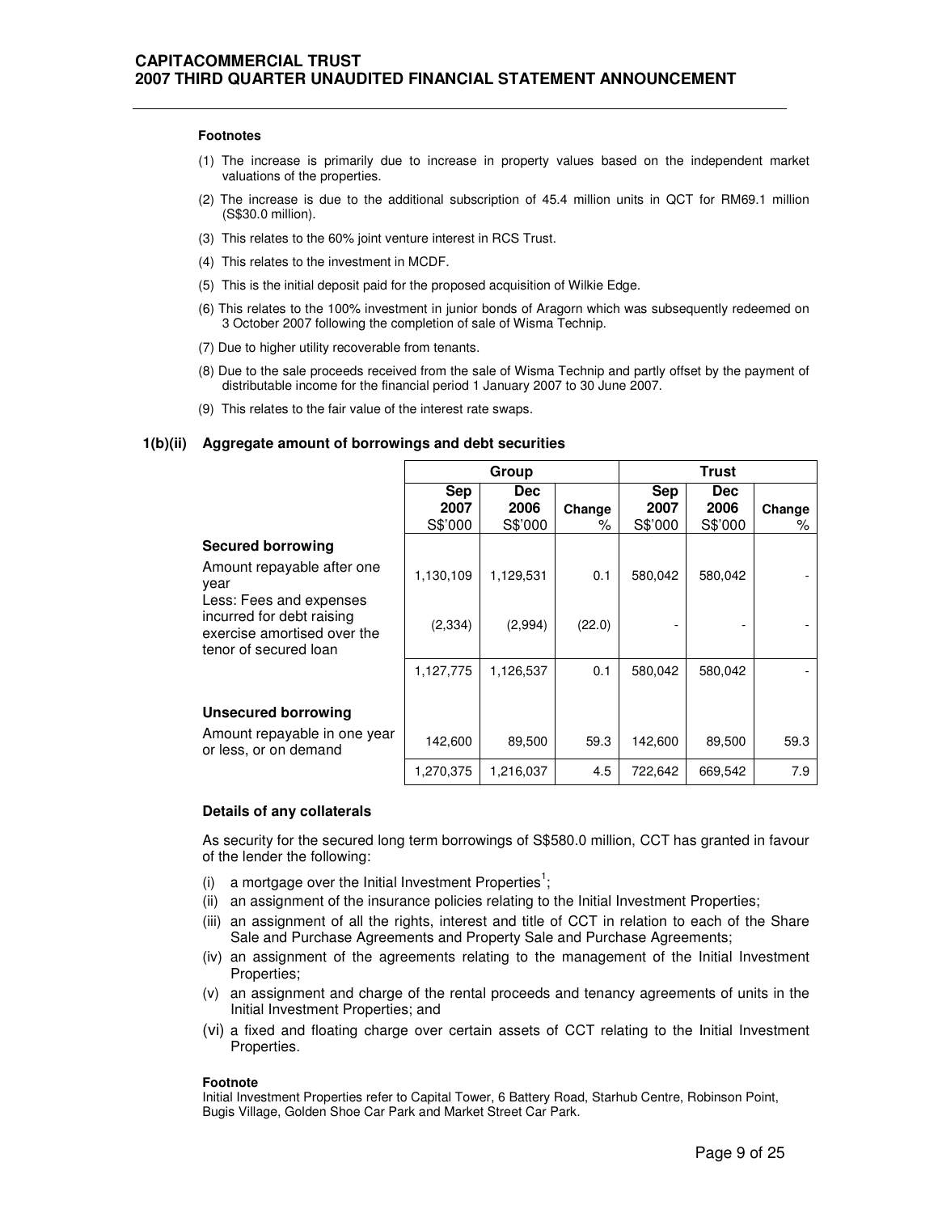#### Footnotes

(1) The increase is primarily due to increase in property values based on the independent market valuations of the properties.

(2) The increase is due to the additional subscription of 45.4 million units in QCT for RM69.1 million (S$30.0 million).

(3) This relates to the 60% joint venture interest in RCS Trust.

(4) This relates to the investment in MCDF.

(5) This is the initial deposit paid for the proposed acquisition of Wilkie Edge.

(6) This relates to the 100% investment in junior bonds of Aragorn which was subsequently redeemed on 3 October 2007 following the completion of sale of Wisma Technip.

(7) Due to higher utility recoverable from tenants.

(8) Due to the sale proceeds received from the sale of Wisma Technip and partly offset by the payment of distributable income for the financial period 1 January 2007 to 30 June 2007.

(9) This relates to the fair value of the interest rate swaps.

### 1(b)(ii) Aggregate amount of borrowings and debt securities

| | Group | | | Trust | | |
|---|---|---|---|---|---|---|
| | Sep 2007 S$'000 | Dec 2006 S$'000 | Change % | Sep 2007 S$'000 | Dec 2006 S$'000 | Change % |
| **Secured borrowing** | | | | | | |
| Amount repayable after one year | 1,130,109 | 1,129,531 | 0.1 | 580,042 | 580,042 | - |
| Less: Fees and expenses incurred for debt raising exercise amortised over the tenor of secured loan | (2,334) | (2,994) | (22.0) | - | - | - |
| | 1,127,775 | 1,126,537 | 0.1 | 580,042 | 580,042 | - |
| **Unsecured borrowing** | | | | | | |
| Amount repayable in one year or less, or on demand | 142,600 | 89,500 | 59.3 | 142,600 | 89,500 | 59.3 |
| | 1,270,375 | 1,216,037 | 4.5 | 722,642 | 669,542 | 7.9 |

#### Details of any collaterals

As security for the secured long term borrowings of S$580.0 million, CCT has granted in favour of the lender the following:

(i) a mortgage over the Initial Investment Properties[1];
(ii) an assignment of the insurance policies relating to the Initial Investment Properties;
(iii) an assignment of all the rights, interest and title of CCT in relation to each of the Share Sale and Purchase Agreements and Property Sale and Purchase Agreements;
(iv) an assignment of the agreements relating to the management of the Initial Investment Properties;
(v) an assignment and charge of the rental proceeds and tenancy agreements of units in the Initial Investment Properties; and
(vi) a fixed and floating charge over certain assets of CCT relating to the Initial Investment Properties.

#### Footnote

Initial Investment Properties refer to Capital Tower, 6 Battery Road, Starhub Centre, Robinson Point, Bugis Village, Golden Shoe Car Park and Market Street Car Park.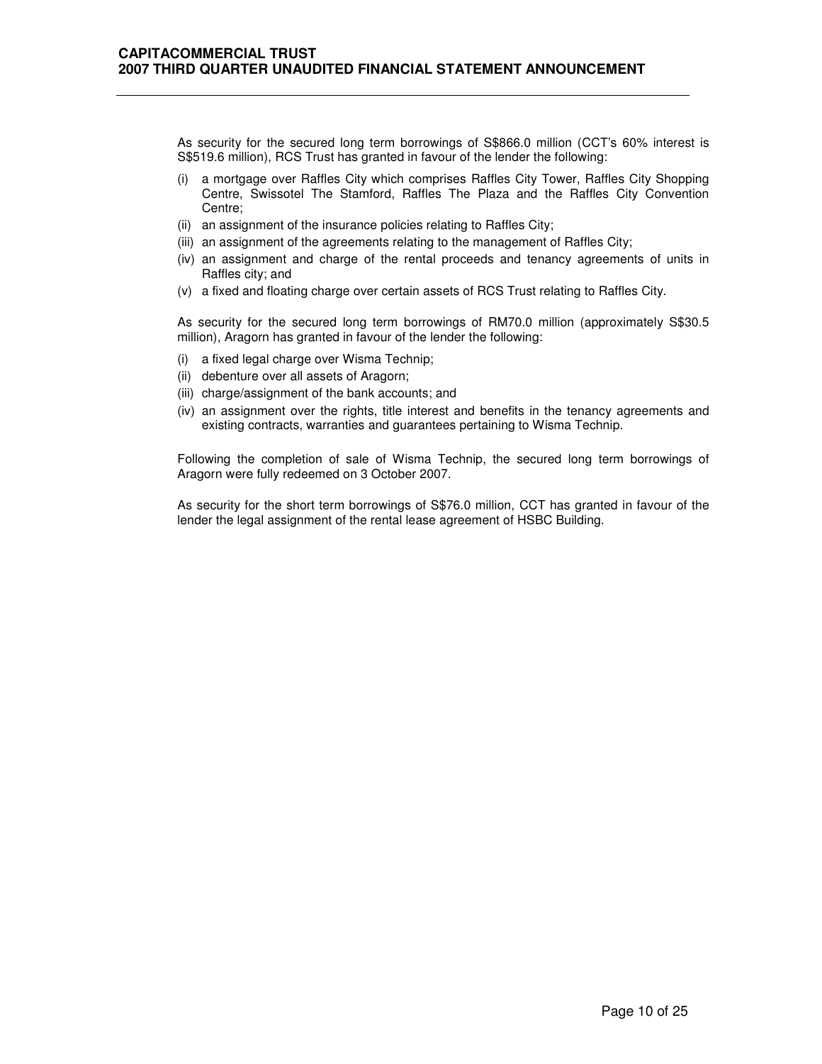As security for the secured long term borrowings of S$866.0 million (CCT's 60% interest is S$519.6 million), RCS Trust has granted in favour of the lender the following:

(i) a mortgage over Raffles City which comprises Raffles City Tower, Raffles City Shopping Centre, Swissotel The Stamford, Raffles The Plaza and the Raffles City Convention Centre;
(ii) an assignment of the insurance policies relating to Raffles City;
(iii) an assignment of the agreements relating to the management of Raffles City;
(iv) an assignment and charge of the rental proceeds and tenancy agreements of units in Raffles city; and
(v) a fixed and floating charge over certain assets of RCS Trust relating to Raffles City.

As security for the secured long term borrowings of RM70.0 million (approximately S$30.5 million), Aragorn has granted in favour of the lender the following:

(i) a fixed legal charge over Wisma Technip;
(ii) debenture over all assets of Aragorn;
(iii) charge/assignment of the bank accounts; and
(iv) an assignment over the rights, title interest and benefits in the tenancy agreements and existing contracts, warranties and guarantees pertaining to Wisma Technip.

Following the completion of sale of Wisma Technip, the secured long term borrowings of Aragorn were fully redeemed on 3 October 2007.

As security for the short term borrowings of S$76.0 million, CCT has granted in favour of the lender the legal assignment of the rental lease agreement of HSBC Building.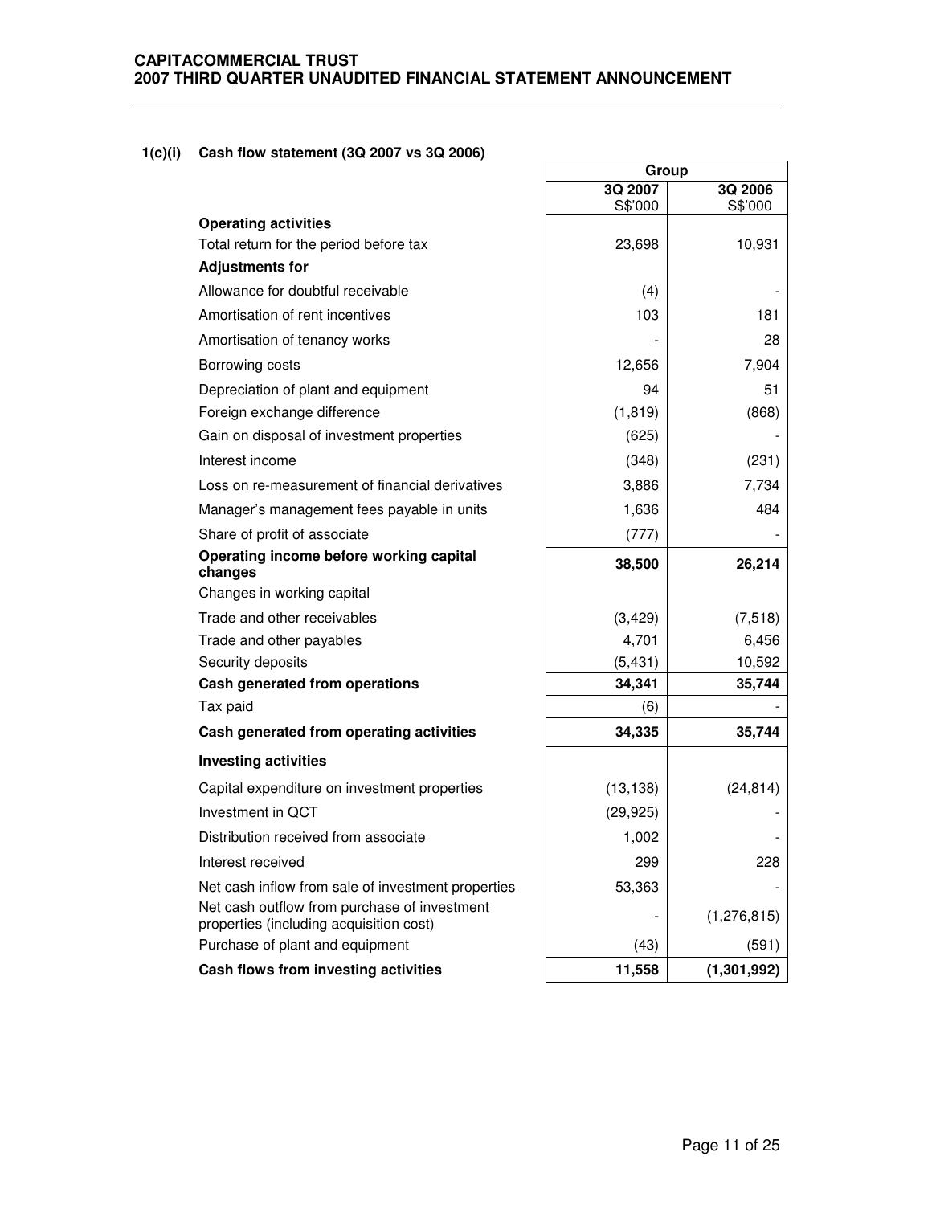**1(c)(i) Cash flow statement (3Q 2007 vs 3Q 2006)**

| | Group | |
|---|---|---|
| | 3Q 2007<br>S$'000 | 3Q 2006<br>S$'000 |
| **Operating activities** | | |
| Total return for the period before tax | 23,698 | 10,931 |
| **Adjustments for** | | |
| Allowance for doubtful receivable | (4) | - |
| Amortisation of rent incentives | 103 | 181 |
| Amortisation of tenancy works | - | 28 |
| Borrowing costs | 12,656 | 7,904 |
| Depreciation of plant and equipment | 94 | 51 |
| Foreign exchange difference | (1,819) | (868) |
| Gain on disposal of investment properties | (625) | - |
| Interest income | (348) | (231) |
| Loss on re-measurement of financial derivatives | 3,886 | 7,734 |
| Manager's management fees payable in units | 1,636 | 484 |
| Share of profit of associate | (777) | - |
| **Operating income before working capital changes** | **38,500** | **26,214** |
| Changes in working capital | | |
| Trade and other receivables | (3,429) | (7,518) |
| Trade and other payables | 4,701 | 6,456 |
| Security deposits | (5,431) | 10,592 |
| **Cash generated from operations** | **34,341** | **35,744** |
| Tax paid | (6) | - |
| **Cash generated from operating activities** | **34,335** | **35,744** |
| **Investing activities** | | |
| Capital expenditure on investment properties | (13,138) | (24,814) |
| Investment in QCT | (29,925) | - |
| Distribution received from associate | 1,002 | - |
| Interest received | 299 | 228 |
| Net cash inflow from sale of investment properties | 53,363 | - |
| Net cash outflow from purchase of investment properties (including acquisition cost) | - | (1,276,815) |
| Purchase of plant and equipment | (43) | (591) |
| **Cash flows from investing activities** | **11,558** | **(1,301,992)** |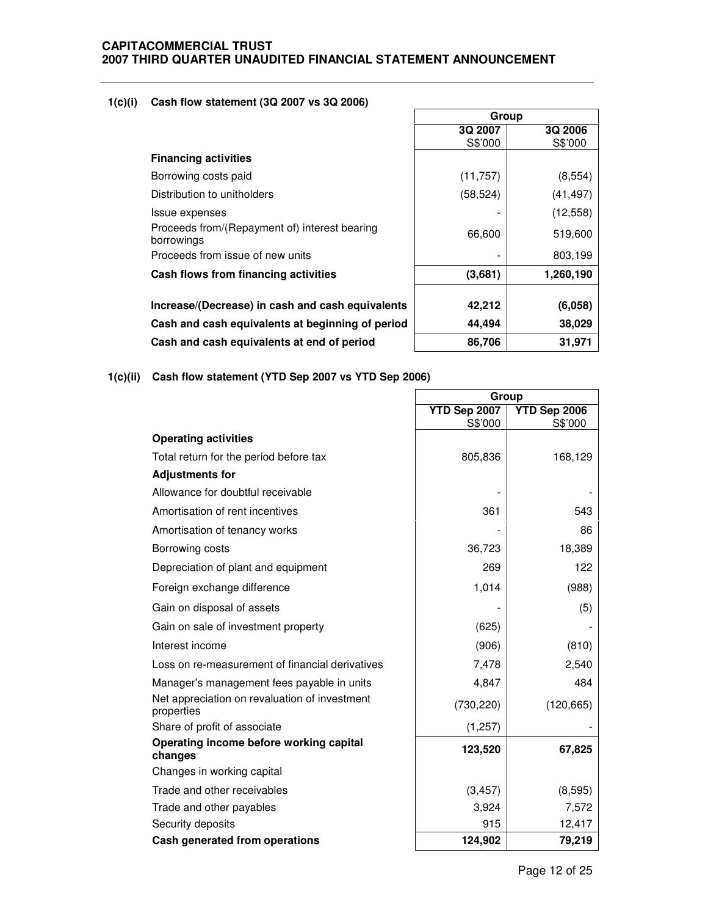#### 1(c)(i) Cash flow statement (3Q 2007 vs 3Q 2006)

| | Group | |
|---|---|---|
| | 3Q 2007<br>S$'000 | 3Q 2006<br>S$'000 |
| **Financing activities** | | |
| Borrowing costs paid | (11,757) | (8,554) |
| Distribution to unitholders | (58,524) | (41,497) |
| Issue expenses | - | (12,558) |
| Proceeds from/(Repayment of) interest bearing borrowings | 66,600 | 519,600 |
| Proceeds from issue of new units | - | 803,199 |
| **Cash flows from financing activities** | **(3,681)** | **1,260,190** |
| **Increase/(Decrease) in cash and cash equivalents** | **42,212** | **(6,058)** |
| **Cash and cash equivalents at beginning of period** | **44,494** | **38,029** |
| **Cash and cash equivalents at end of period** | **86,706** | **31,971** |

#### 1(c)(ii) Cash flow statement (YTD Sep 2007 vs YTD Sep 2006)

| | Group | |
|---|---|---|
| | YTD Sep 2007<br>S$'000 | YTD Sep 2006<br>S$'000 |
| **Operating activities** | | |
| Total return for the period before tax | 805,836 | 168,129 |
| **Adjustments for** | | |
| Allowance for doubtful receivable | - | - |
| Amortisation of rent incentives | 361 | 543 |
| Amortisation of tenancy works | - | 86 |
| Borrowing costs | 36,723 | 18,389 |
| Depreciation of plant and equipment | 269 | 122 |
| Foreign exchange difference | 1,014 | (988) |
| Gain on disposal of assets | - | (5) |
| Gain on sale of investment property | (625) | - |
| Interest income | (906) | (810) |
| Loss on re-measurement of financial derivatives | 7,478 | 2,540 |
| Manager's management fees payable in units | 4,847 | 484 |
| Net appreciation on revaluation of investment properties | (730,220) | (120,665) |
| Share of profit of associate | (1,257) | - |
| **Operating income before working capital changes** | **123,520** | **67,825** |
| Changes in working capital | | |
| Trade and other receivables | (3,457) | (8,595) |
| Trade and other payables | 3,924 | 7,572 |
| Security deposits | 915 | 12,417 |
| **Cash generated from operations** | **124,902** | **79,219** |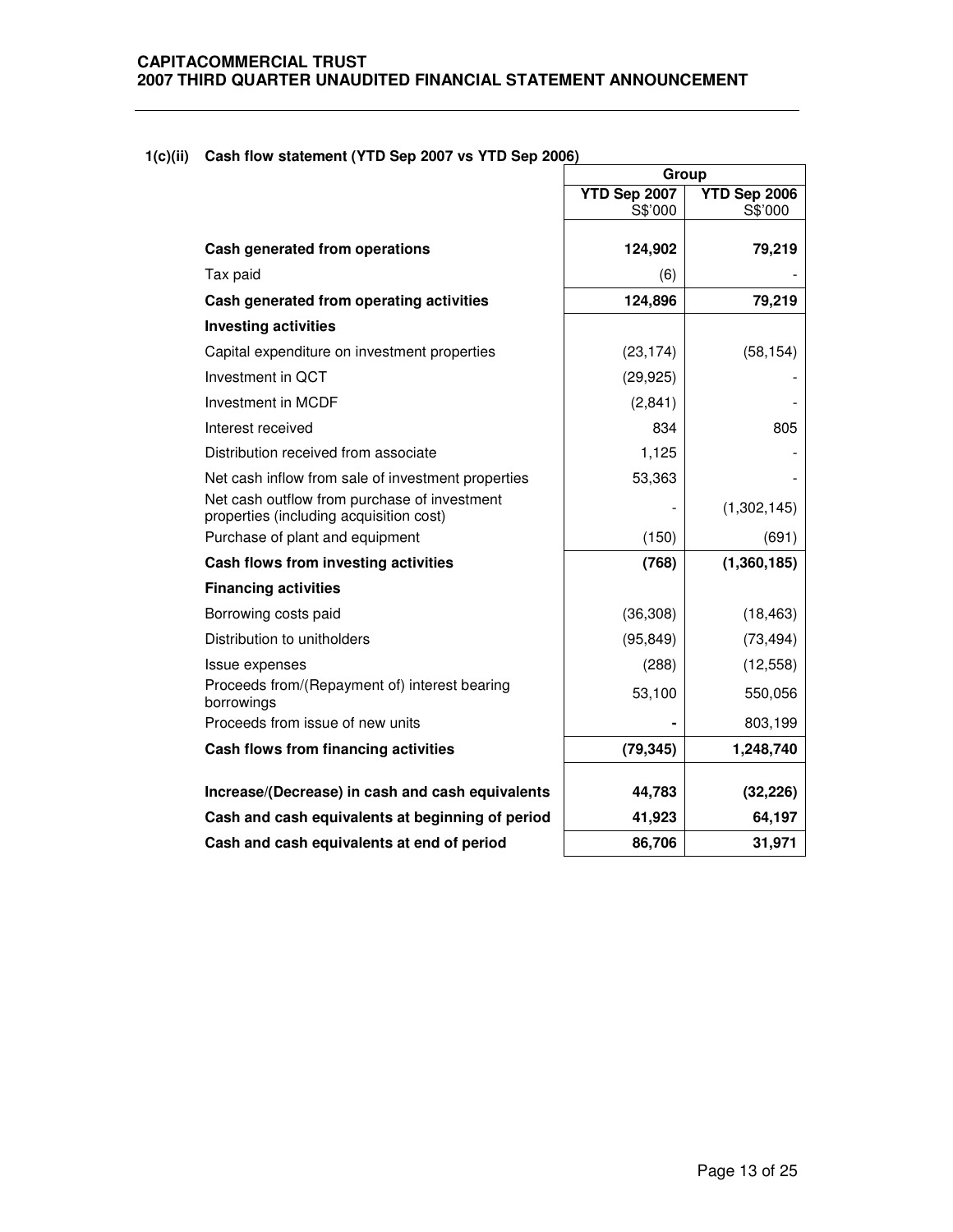### 1(c)(ii) Cash flow statement (YTD Sep 2007 vs YTD Sep 2006)

| | Group | |
|---|---|---|
| | YTD Sep 2007<br>S$'000 | YTD Sep 2006<br>S$'000 |
| **Cash generated from operations** | **124,902** | **79,219** |
| Tax paid | (6) | - |
| **Cash generated from operating activities** | **124,896** | **79,219** |
| **Investing activities** | | |
| Capital expenditure on investment properties | (23,174) | (58,154) |
| Investment in QCT | (29,925) | - |
| Investment in MCDF | (2,841) | - |
| Interest received | 834 | 805 |
| Distribution received from associate | 1,125 | - |
| Net cash inflow from sale of investment properties | 53,363 | - |
| Net cash outflow from purchase of investment properties (including acquisition cost) | - | (1,302,145) |
| Purchase of plant and equipment | (150) | (691) |
| **Cash flows from investing activities** | **(768)** | **(1,360,185)** |
| **Financing activities** | | |
| Borrowing costs paid | (36,308) | (18,463) |
| Distribution to unitholders | (95,849) | (73,494) |
| Issue expenses | (288) | (12,558) |
| Proceeds from/(Repayment of) interest bearing borrowings | 53,100 | 550,056 |
| Proceeds from issue of new units | - | 803,199 |
| **Cash flows from financing activities** | **(79,345)** | **1,248,740** |
| **Increase/(Decrease) in cash and cash equivalents** | **44,783** | **(32,226)** |
| **Cash and cash equivalents at beginning of period** | **41,923** | **64,197** |
| **Cash and cash equivalents at end of period** | **86,706** | **31,971** |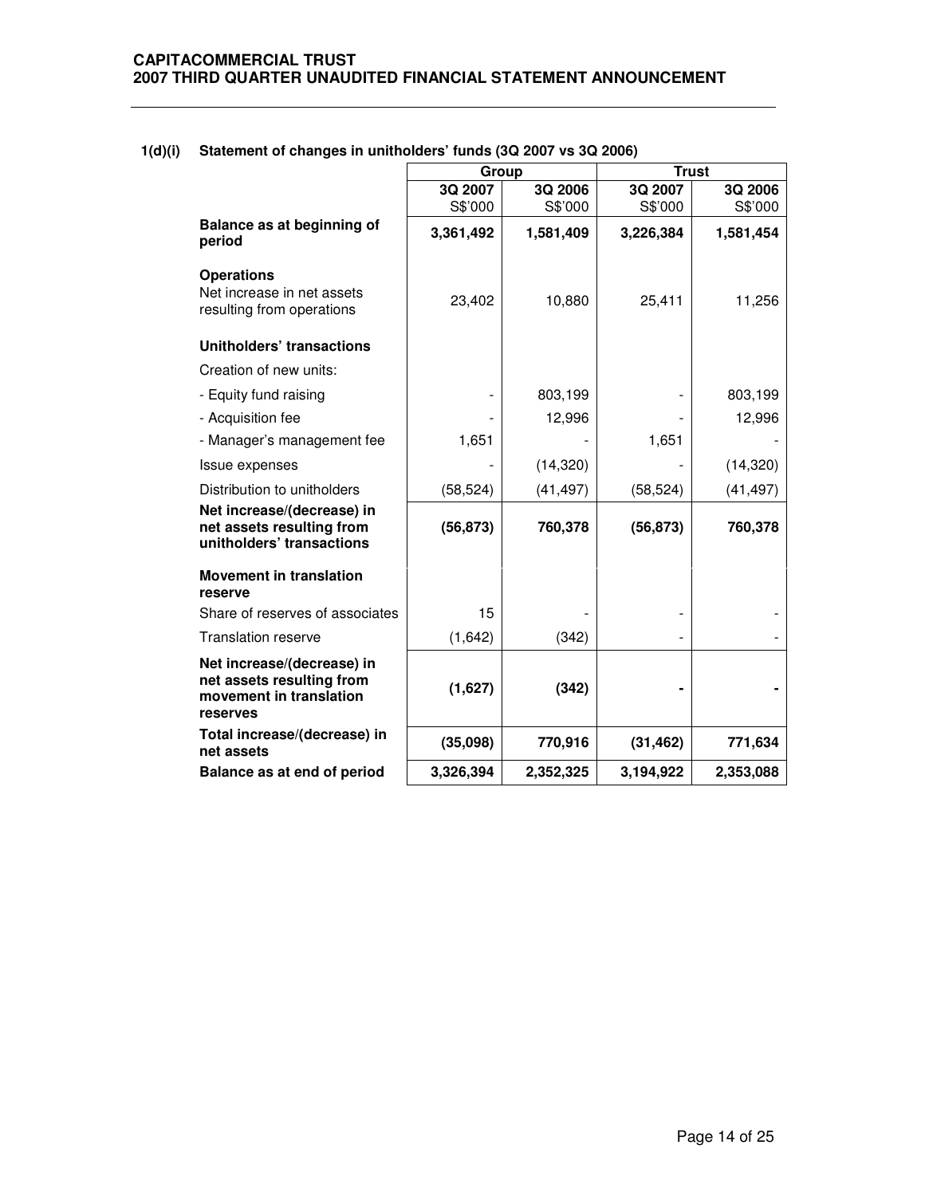### 1(d)(i) Statement of changes in unitholders' funds (3Q 2007 vs 3Q 2006)

| | Group | | Trust | |
|---|---|---|---|---|
| | 3Q 2007<br>S$'000 | 3Q 2006<br>S$'000 | 3Q 2007<br>S$'000 | 3Q 2006<br>S$'000 |
| **Balance as at beginning of period** | **3,361,492** | **1,581,409** | **3,226,384** | **1,581,454** |
| **Operations** | | | | |
| Net increase in net assets resulting from operations | 23,402 | 10,880 | 25,411 | 11,256 |
| **Unitholders' transactions** | | | | |
| Creation of new units: | | | | |
| - Equity fund raising | - | 803,199 | - | 803,199 |
| - Acquisition fee | - | 12,996 | - | 12,996 |
| - Manager's management fee | 1,651 | - | 1,651 | - |
| Issue expenses | - | (14,320) | - | (14,320) |
| Distribution to unitholders | (58,524) | (41,497) | (58,524) | (41,497) |
| **Net increase/(decrease) in net assets resulting from unitholders' transactions** | **(56,873)** | **760,378** | **(56,873)** | **760,378** |
| **Movement in translation reserve** | | | | |
| Share of reserves of associates | 15 | - | - | - |
| Translation reserve | (1,642) | (342) | - | - |
| **Net increase/(decrease) in net assets resulting from movement in translation reserves** | **(1,627)** | **(342)** | **-** | **-** |
| **Total increase/(decrease) in net assets** | **(35,098)** | **770,916** | **(31,462)** | **771,634** |
| **Balance as at end of period** | **3,326,394** | **2,352,325** | **3,194,922** | **2,353,088** |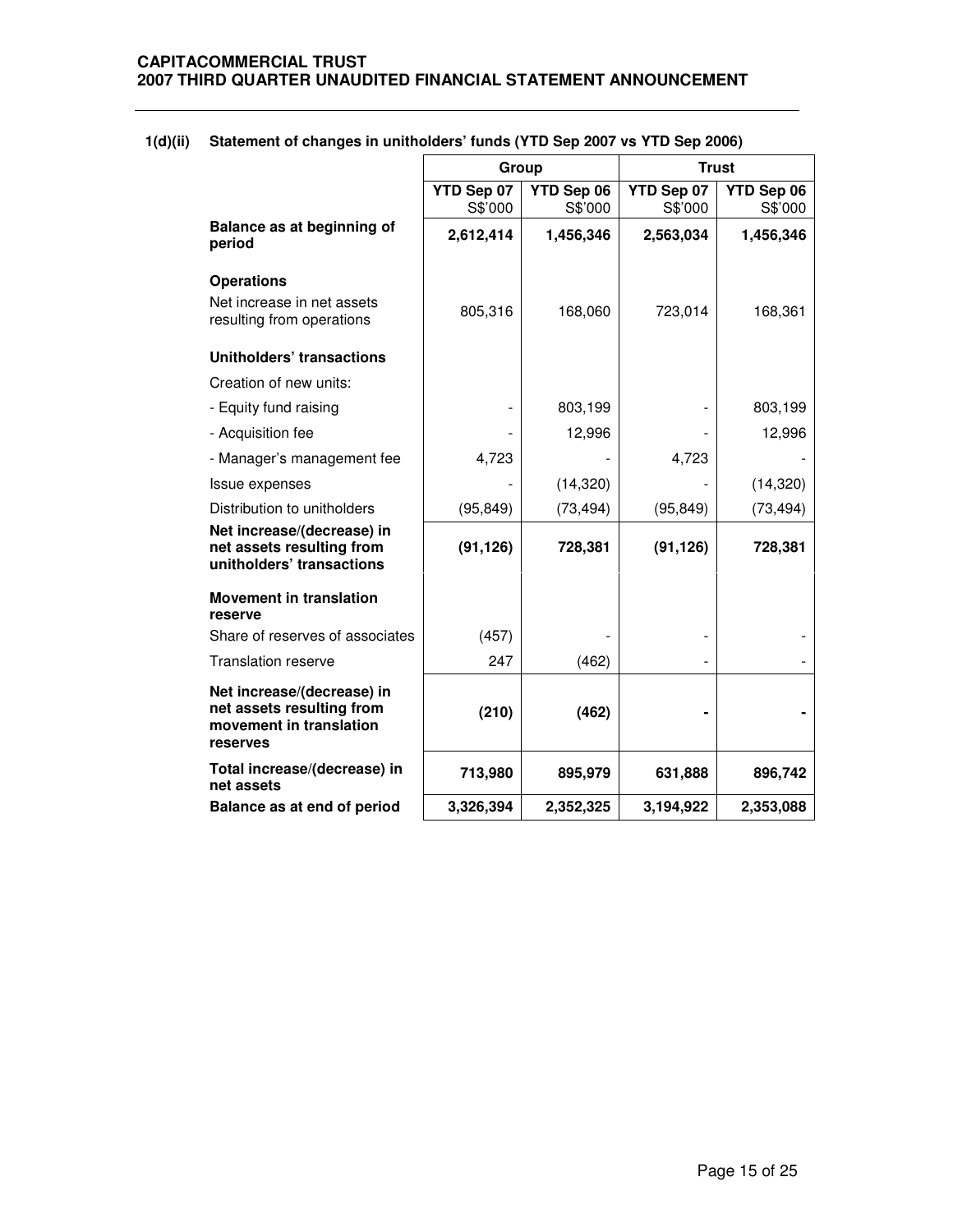## 1(d)(ii) Statement of changes in unitholders' funds (YTD Sep 2007 vs YTD Sep 2006)

| | Group | | Trust | |
|---|---|---|---|---|
| | YTD Sep 07 S$'000 | YTD Sep 06 S$'000 | YTD Sep 07 S$'000 | YTD Sep 06 S$'000 |
| **Balance as at beginning of period** | **2,612,414** | **1,456,346** | **2,563,034** | **1,456,346** |
| **Operations** | | | | |
| Net increase in net assets resulting from operations | 805,316 | 168,060 | 723,014 | 168,361 |
| **Unitholders' transactions** | | | | |
| Creation of new units: | | | | |
| - Equity fund raising | - | 803,199 | - | 803,199 |
| - Acquisition fee | - | 12,996 | - | 12,996 |
| - Manager's management fee | 4,723 | - | 4,723 | - |
| Issue expenses | - | (14,320) | - | (14,320) |
| Distribution to unitholders | (95,849) | (73,494) | (95,849) | (73,494) |
| **Net increase/(decrease) in net assets resulting from unitholders' transactions** | **(91,126)** | **728,381** | **(91,126)** | **728,381** |
| **Movement in translation reserve** | | | | |
| Share of reserves of associates | (457) | - | - | - |
| Translation reserve | 247 | (462) | - | - |
| **Net increase/(decrease) in net assets resulting from movement in translation reserves** | **(210)** | **(462)** | **-** | **-** |
| **Total increase/(decrease) in net assets** | **713,980** | **895,979** | **631,888** | **896,742** |
| **Balance as at end of period** | **3,326,394** | **2,352,325** | **3,194,922** | **2,353,088** |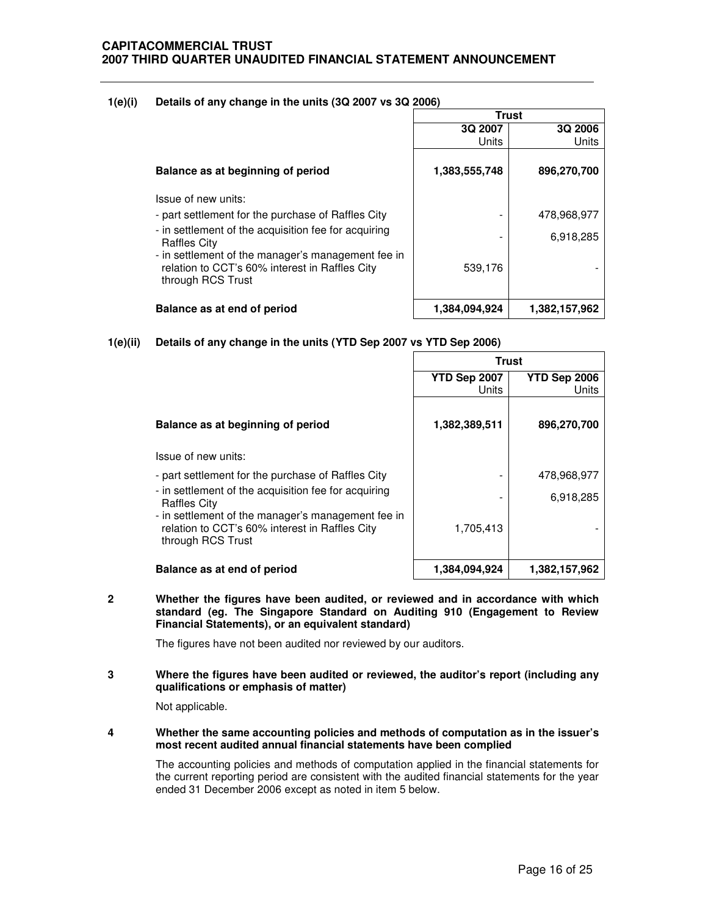**CAPITACOMMERCIAL TRUST**
**2007 THIRD QUARTER UNAUDITED FINANCIAL STATEMENT ANNOUNCEMENT**

**1(e)(i) Details of any change in the units (3Q 2007 vs 3Q 2006)**

| | Trust | |
|---|---|---|
| | **3Q 2007** Units | **3Q 2006** Units |
| **Balance as at beginning of period** | **1,383,555,748** | **896,270,700** |
| Issue of new units: | | |
| - part settlement for the purchase of Raffles City | - | 478,968,977 |
| - in settlement of the acquisition fee for acquiring Raffles City | - | 6,918,285 |
| - in settlement of the manager's management fee in relation to CCT's 60% interest in Raffles City through RCS Trust | 539,176 | - |
| **Balance as at end of period** | **1,384,094,924** | **1,382,157,962** |

**1(e)(ii) Details of any change in the units (YTD Sep 2007 vs YTD Sep 2006)**

| | Trust | |
|---|---|---|
| | **YTD Sep 2007** Units | **YTD Sep 2006** Units |
| **Balance as at beginning of period** | **1,382,389,511** | **896,270,700** |
| Issue of new units: | | |
| - part settlement for the purchase of Raffles City | - | 478,968,977 |
| - in settlement of the acquisition fee for acquiring Raffles City | - | 6,918,285 |
| - in settlement of the manager's management fee in relation to CCT's 60% interest in Raffles City through RCS Trust | 1,705,413 | - |
| **Balance as at end of period** | **1,384,094,924** | **1,382,157,962** |

**2 Whether the figures have been audited, or reviewed and in accordance with which standard (eg. The Singapore Standard on Auditing 910 (Engagement to Review Financial Statements), or an equivalent standard)**

The figures have not been audited nor reviewed by our auditors.

**3 Where the figures have been audited or reviewed, the auditor's report (including any qualifications or emphasis of matter)**

Not applicable.

**4 Whether the same accounting policies and methods of computation as in the issuer's most recent audited annual financial statements have been complied**

The accounting policies and methods of computation applied in the financial statements for the current reporting period are consistent with the audited financial statements for the year ended 31 December 2006 except as noted in item 5 below.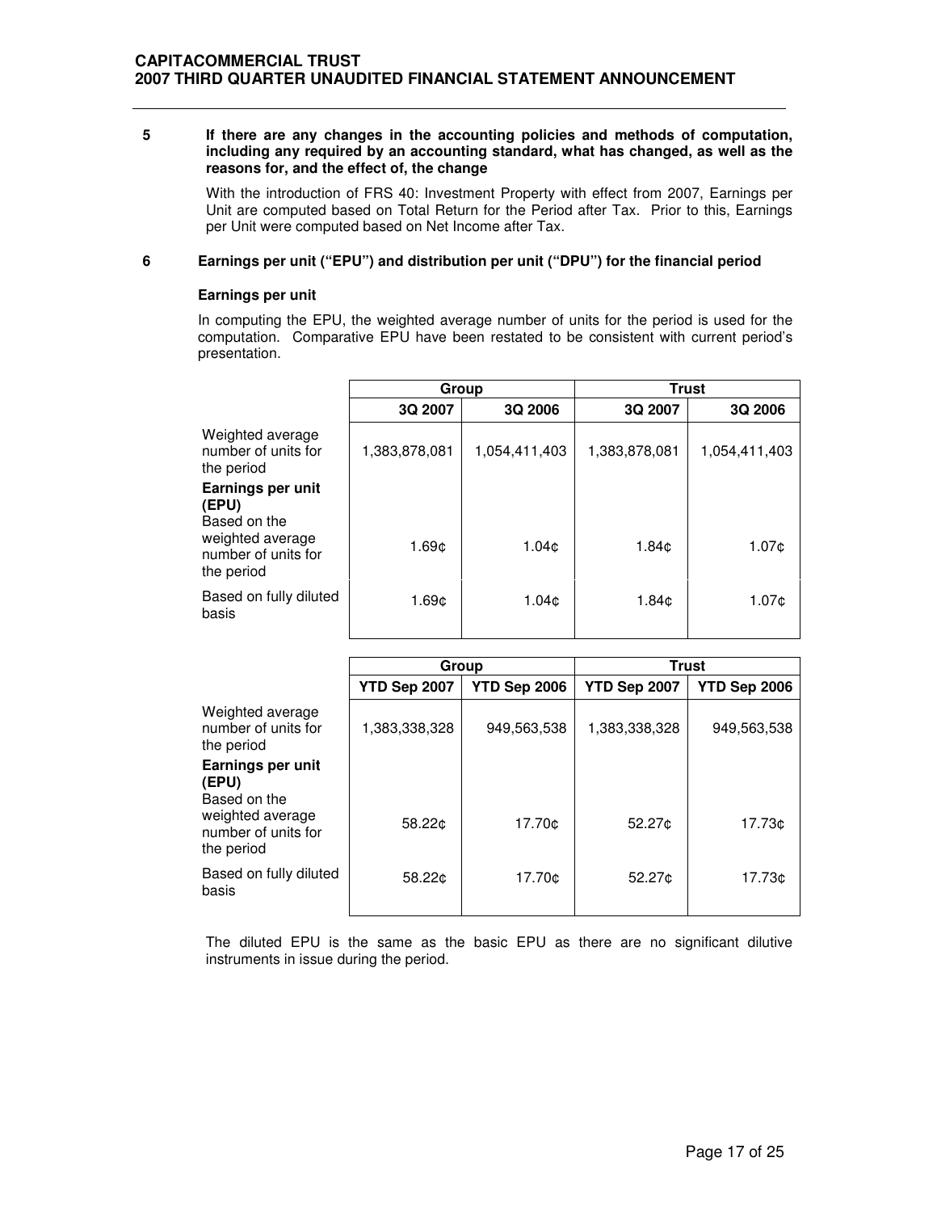**5 If there are any changes in the accounting policies and methods of computation, including any required by an accounting standard, what has changed, as well as the reasons for, and the effect of, the change**

With the introduction of FRS 40: Investment Property with effect from 2007, Earnings per Unit are computed based on Total Return for the Period after Tax. Prior to this, Earnings per Unit were computed based on Net Income after Tax.

**6 Earnings per unit ("EPU") and distribution per unit ("DPU") for the financial period**

**Earnings per unit**

In computing the EPU, the weighted average number of units for the period is used for the computation. Comparative EPU have been restated to be consistent with current period's presentation.

| | Group | | Trust | |
|---|---|---|---|---|
| | 3Q 2007 | 3Q 2006 | 3Q 2007 | 3Q 2006 |
| Weighted average number of units for the period | 1,383,878,081 | 1,054,411,403 | 1,383,878,081 | 1,054,411,403 |
| **Earnings per unit (EPU)** | | | | |
| Based on the weighted average number of units for the period | 1.69¢ | 1.04¢ | 1.84¢ | 1.07¢ |
| Based on fully diluted basis | 1.69¢ | 1.04¢ | 1.84¢ | 1.07¢ |

| | Group | | Trust | |
|---|---|---|---|---|
| | YTD Sep 2007 | YTD Sep 2006 | YTD Sep 2007 | YTD Sep 2006 |
| Weighted average number of units for the period | 1,383,338,328 | 949,563,538 | 1,383,338,328 | 949,563,538 |
| **Earnings per unit (EPU)** | | | | |
| Based on the weighted average number of units for the period | 58.22¢ | 17.70¢ | 52.27¢ | 17.73¢ |
| Based on fully diluted basis | 58.22¢ | 17.70¢ | 52.27¢ | 17.73¢ |

The diluted EPU is the same as the basic EPU as there are no significant dilutive instruments in issue during the period.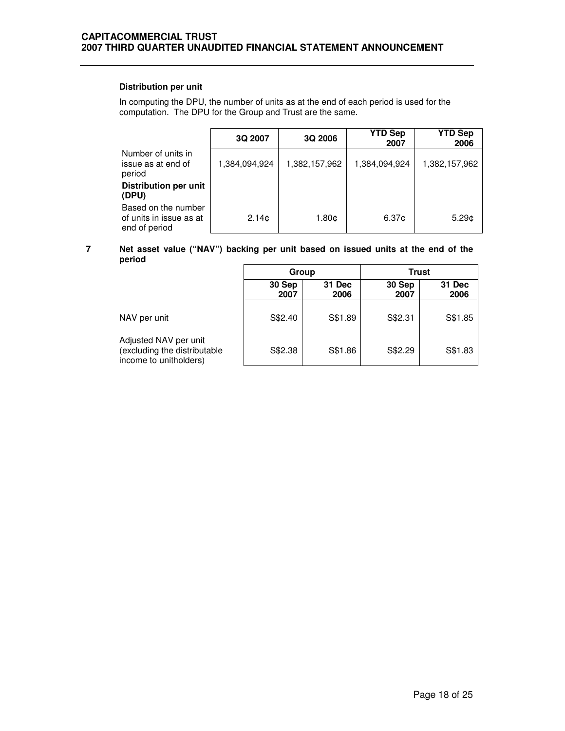**Distribution per unit**

In computing the DPU, the number of units as at the end of each period is used for the computation. The DPU for the Group and Trust are the same.

| | 3Q 2007 | 3Q 2006 | YTD Sep 2007 | YTD Sep 2006 |
|---|---|---|---|---|
| Number of units in issue as at end of period | 1,384,094,924 | 1,382,157,962 | 1,384,094,924 | 1,382,157,962 |
| **Distribution per unit (DPU)** | | | | |
| Based on the number of units in issue as at end of period | 2.14¢ | 1.80¢ | 6.37¢ | 5.29¢ |

**7 Net asset value ("NAV") backing per unit based on issued units at the end of the period**

| | Group | | Trust | |
|---|---|---|---|---|
| | 30 Sep 2007 | 31 Dec 2006 | 30 Sep 2007 | 31 Dec 2006 |
| NAV per unit | S$2.40 | S$1.89 | S$2.31 | S$1.85 |
| Adjusted NAV per unit (excluding the distributable income to unitholders) | S$2.38 | S$1.86 | S$2.29 | S$1.83 |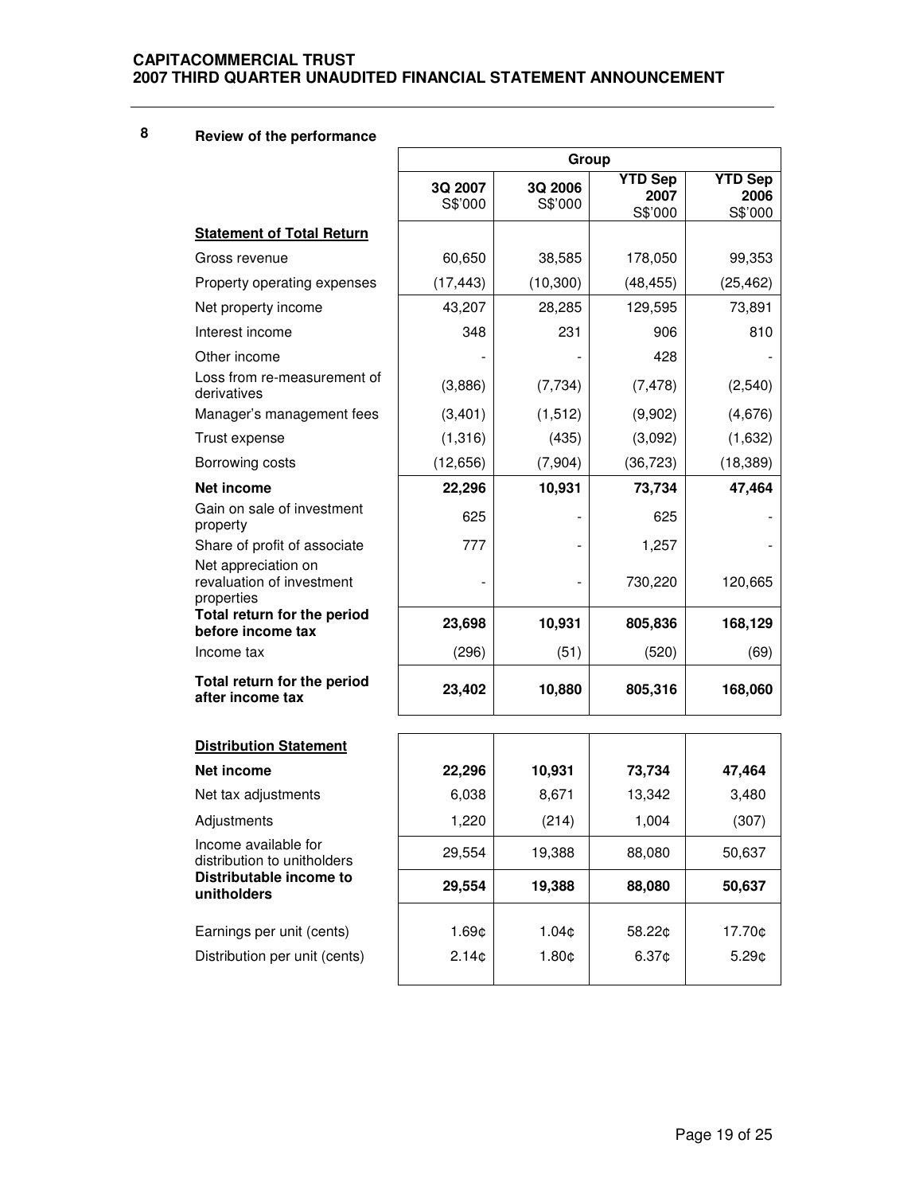## 8 Review of the performance

| | Group | | | |
|---|---|---|---|---|
| | 3Q 2007 S$'000 | 3Q 2006 S$'000 | YTD Sep 2007 S$'000 | YTD Sep 2006 S$'000 |
| **Statement of Total Return** | | | | |
| Gross revenue | 60,650 | 38,585 | 178,050 | 99,353 |
| Property operating expenses | (17,443) | (10,300) | (48,455) | (25,462) |
| Net property income | 43,207 | 28,285 | 129,595 | 73,891 |
| Interest income | 348 | 231 | 906 | 810 |
| Other income | - | - | 428 | - |
| Loss from re-measurement of derivatives | (3,886) | (7,734) | (7,478) | (2,540) |
| Manager's management fees | (3,401) | (1,512) | (9,902) | (4,676) |
| Trust expense | (1,316) | (435) | (3,092) | (1,632) |
| Borrowing costs | (12,656) | (7,904) | (36,723) | (18,389) |
| **Net income** | **22,296** | **10,931** | **73,734** | **47,464** |
| Gain on sale of investment property | 625 | - | 625 | - |
| Share of profit of associate | 777 | - | 1,257 | - |
| Net appreciation on revaluation of investment properties | - | - | 730,220 | 120,665 |
| **Total return for the period before income tax** | **23,698** | **10,931** | **805,836** | **168,129** |
| Income tax | (296) | (51) | (520) | (69) |
| **Total return for the period after income tax** | **23,402** | **10,880** | **805,316** | **168,060** |
| **Distribution Statement** | | | | |
| **Net income** | **22,296** | **10,931** | **73,734** | **47,464** |
| Net tax adjustments | 6,038 | 8,671 | 13,342 | 3,480 |
| Adjustments | 1,220 | (214) | 1,004 | (307) |
| Income available for distribution to unitholders | 29,554 | 19,388 | 88,080 | 50,637 |
| **Distributable income to unitholders** | **29,554** | **19,388** | **88,080** | **50,637** |
| Earnings per unit (cents) | 1.69¢ | 1.04¢ | 58.22¢ | 17.70¢ |
| Distribution per unit (cents) | 2.14¢ | 1.80¢ | 6.37¢ | 5.29¢ |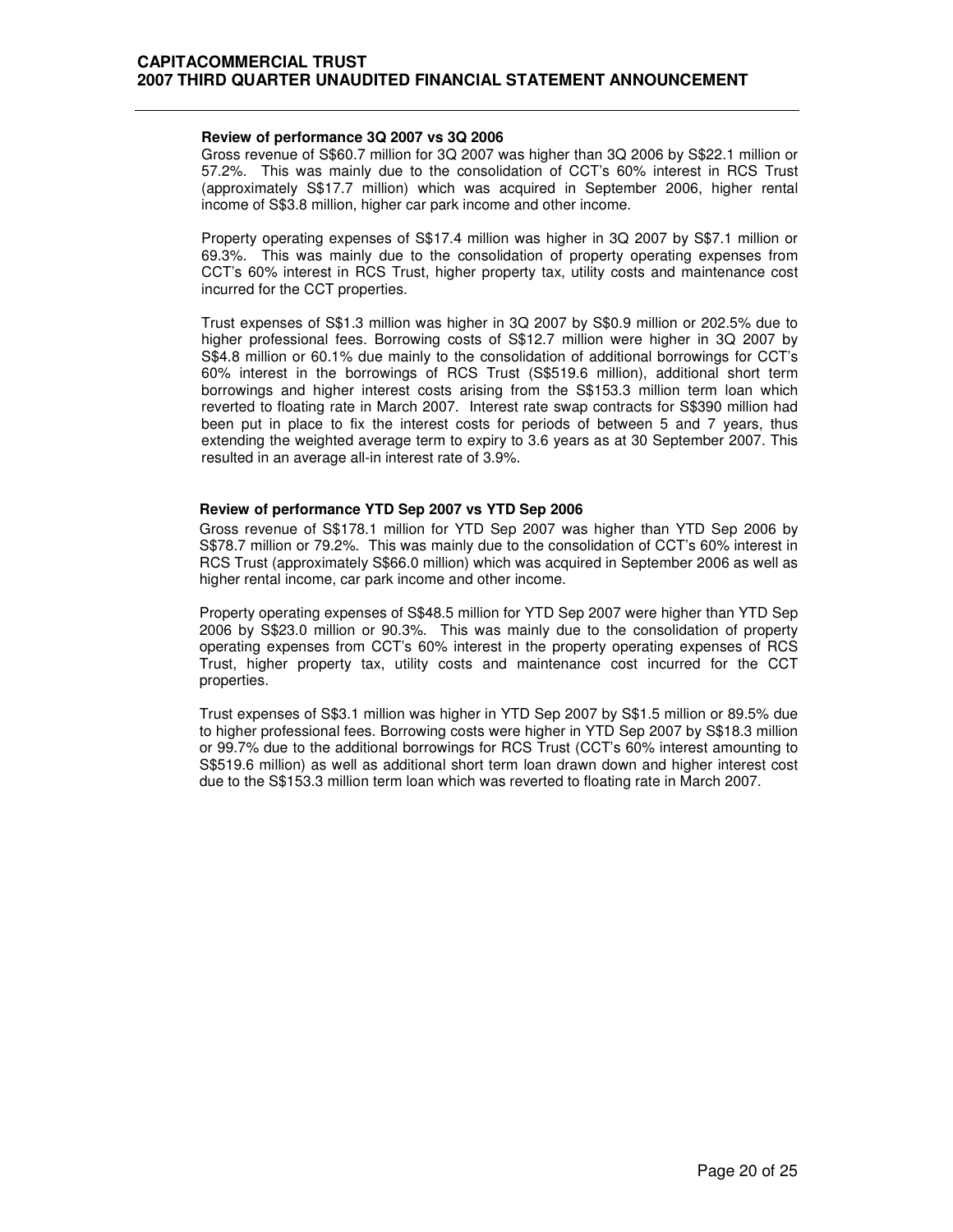**Review of performance 3Q 2007 vs 3Q 2006**

Gross revenue of S$60.7 million for 3Q 2007 was higher than 3Q 2006 by S$22.1 million or 57.2%. This was mainly due to the consolidation of CCT's 60% interest in RCS Trust (approximately S$17.7 million) which was acquired in September 2006, higher rental income of S$3.8 million, higher car park income and other income.

Property operating expenses of S$17.4 million was higher in 3Q 2007 by S$7.1 million or 69.3%. This was mainly due to the consolidation of property operating expenses from CCT's 60% interest in RCS Trust, higher property tax, utility costs and maintenance cost incurred for the CCT properties.

Trust expenses of S$1.3 million was higher in 3Q 2007 by S$0.9 million or 202.5% due to higher professional fees. Borrowing costs of S$12.7 million were higher in 3Q 2007 by S$4.8 million or 60.1% due mainly to the consolidation of additional borrowings for CCT's 60% interest in the borrowings of RCS Trust (S$519.6 million), additional short term borrowings and higher interest costs arising from the S$153.3 million term loan which reverted to floating rate in March 2007. Interest rate swap contracts for S$390 million had been put in place to fix the interest costs for periods of between 5 and 7 years, thus extending the weighted average term to expiry to 3.6 years as at 30 September 2007. This resulted in an average all-in interest rate of 3.9%.

**Review of performance YTD Sep 2007 vs YTD Sep 2006**

Gross revenue of S$178.1 million for YTD Sep 2007 was higher than YTD Sep 2006 by S$78.7 million or 79.2%. This was mainly due to the consolidation of CCT's 60% interest in RCS Trust (approximately S$66.0 million) which was acquired in September 2006 as well as higher rental income, car park income and other income.

Property operating expenses of S$48.5 million for YTD Sep 2007 were higher than YTD Sep 2006 by S$23.0 million or 90.3%. This was mainly due to the consolidation of property operating expenses from CCT's 60% interest in the property operating expenses of RCS Trust, higher property tax, utility costs and maintenance cost incurred for the CCT properties.

Trust expenses of S$3.1 million was higher in YTD Sep 2007 by S$1.5 million or 89.5% due to higher professional fees. Borrowing costs were higher in YTD Sep 2007 by S$18.3 million or 99.7% due to the additional borrowings for RCS Trust (CCT's 60% interest amounting to S$519.6 million) as well as additional short term loan drawn down and higher interest cost due to the S$153.3 million term loan which was reverted to floating rate in March 2007.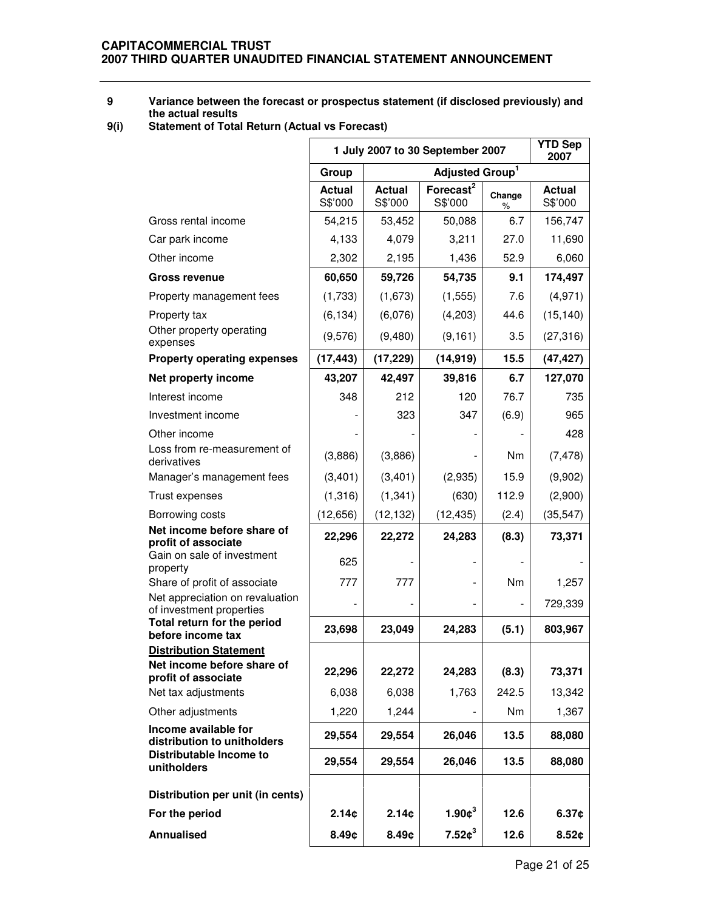**CAPITACOMMERCIAL TRUST**
**2007 THIRD QUARTER UNAUDITED FINANCIAL STATEMENT ANNOUNCEMENT**

**9 Variance between the forecast or prospectus statement (if disclosed previously) and the actual results**

**9(i) Statement of Total Return (Actual vs Forecast)**

| | 1 July 2007 to 30 September 2007 | | | | YTD Sep 2007 |
|---|---|---|---|---|---|
| | Group | Adjusted Group[1] | | | |
| | Actual S$'000 | Actual S$'000 | Forecast[2] S$'000 | Change % | Actual S$'000 |
| Gross rental income | 54,215 | 53,452 | 50,088 | 6.7 | 156,747 |
| Car park income | 4,133 | 4,079 | 3,211 | 27.0 | 11,690 |
| Other income | 2,302 | 2,195 | 1,436 | 52.9 | 6,060 |
| **Gross revenue** | **60,650** | **59,726** | **54,735** | **9.1** | **174,497** |
| Property management fees | (1,733) | (1,673) | (1,555) | 7.6 | (4,971) |
| Property tax | (6,134) | (6,076) | (4,203) | 44.6 | (15,140) |
| Other property operating expenses | (9,576) | (9,480) | (9,161) | 3.5 | (27,316) |
| **Property operating expenses** | **(17,443)** | **(17,229)** | **(14,919)** | **15.5** | **(47,427)** |
| **Net property income** | **43,207** | **42,497** | **39,816** | **6.7** | **127,070** |
| Interest income | 348 | 212 | 120 | 76.7 | 735 |
| Investment income | - | 323 | 347 | (6.9) | 965 |
| Other income | - | - | - | - | 428 |
| Loss from re-measurement of derivatives | (3,886) | (3,886) | - | Nm | (7,478) |
| Manager's management fees | (3,401) | (3,401) | (2,935) | 15.9 | (9,902) |
| Trust expenses | (1,316) | (1,341) | (630) | 112.9 | (2,900) |
| Borrowing costs | (12,656) | (12,132) | (12,435) | (2.4) | (35,547) |
| **Net income before share of profit of associate** | **22,296** | **22,272** | **24,283** | **(8.3)** | **73,371** |
| Gain on sale of investment property | 625 | - | - | - | - |
| Share of profit of associate | 777 | 777 | - | Nm | 1,257 |
| Net appreciation on revaluation of investment properties | - | - | - | - | 729,339 |
| **Total return for the period before income tax** | **23,698** | **23,049** | **24,283** | **(5.1)** | **803,967** |
| **<u>Distribution Statement</u>** | | | | | |
| **Net income before share of profit of associate** | **22,296** | **22,272** | **24,283** | **(8.3)** | **73,371** |
| Net tax adjustments | 6,038 | 6,038 | 1,763 | 242.5 | 13,342 |
| Other adjustments | 1,220 | 1,244 | - | Nm | 1,367 |
| **Income available for distribution to unitholders** | **29,554** | **29,554** | **26,046** | **13.5** | **88,080** |
| **Distributable Income to unitholders** | **29,554** | **29,554** | **26,046** | **13.5** | **88,080** |
| | | | | | |
| **Distribution per unit (in cents)** | | | | | |
| **For the period** | **2.14¢** | **2.14¢** | **1.90¢[3]** | **12.6** | **6.37¢** |
| **Annualised** | **8.49¢** | **8.49¢** | **7.52¢[3]** | **12.6** | **8.52¢** |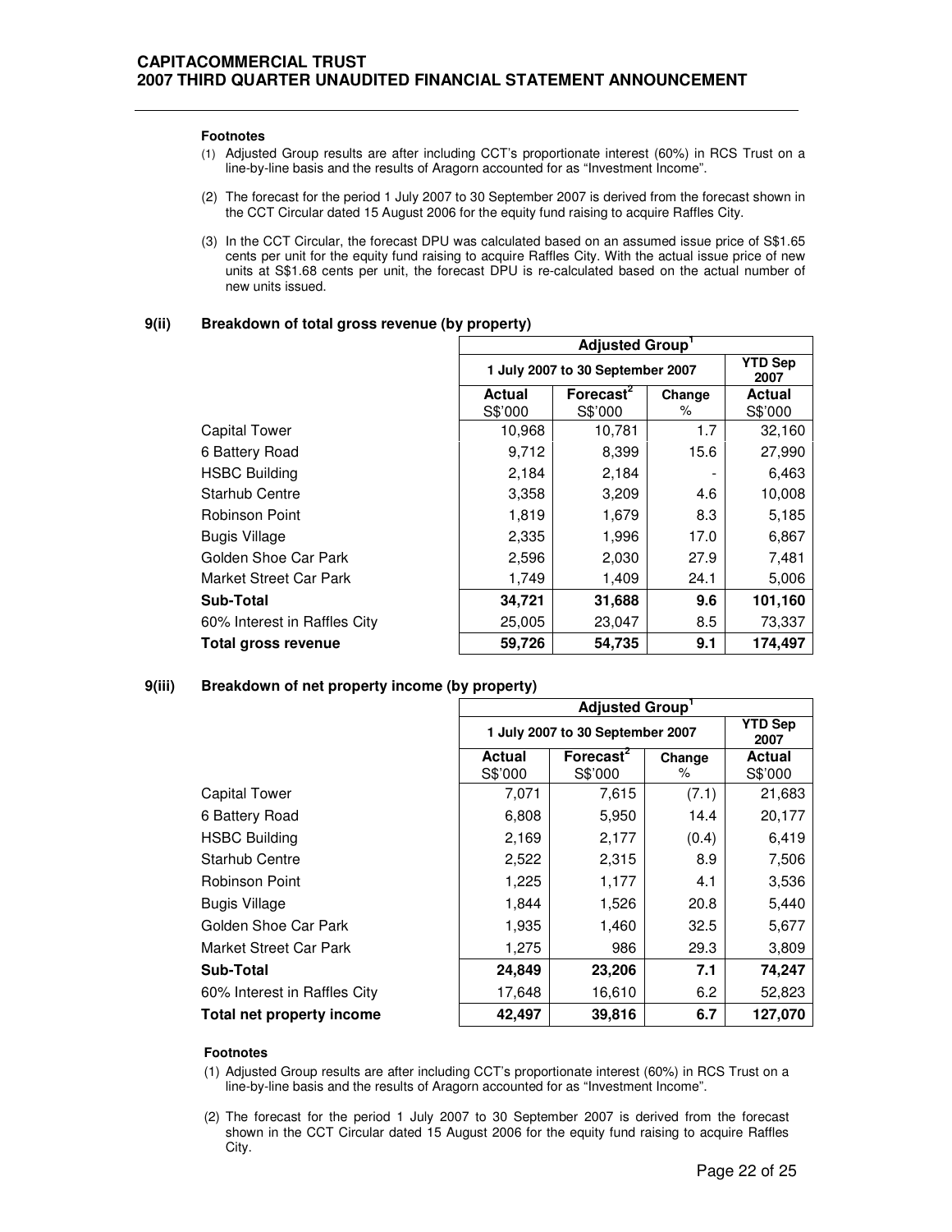**Footnotes**

(1) Adjusted Group results are after including CCT's proportionate interest (60%) in RCS Trust on a line-by-line basis and the results of Aragorn accounted for as "Investment Income".

(2) The forecast for the period 1 July 2007 to 30 September 2007 is derived from the forecast shown in the CCT Circular dated 15 August 2006 for the equity fund raising to acquire Raffles City.

(3) In the CCT Circular, the forecast DPU was calculated based on an assumed issue price of S$1.65 cents per unit for the equity fund raising to acquire Raffles City. With the actual issue price of new units at S$1.68 cents per unit, the forecast DPU is re-calculated based on the actual number of new units issued.

### 9(ii) Breakdown of total gross revenue (by property)

| | Adjusted Group[1] | | | |
|---|---|---|---|---|
| | 1 July 2007 to 30 September 2007 | | | YTD Sep 2007 |
| | Actual S$'000 | Forecast[2] S$'000 | Change % | Actual S$'000 |
| Capital Tower | 10,968 | 10,781 | 1.7 | 32,160 |
| 6 Battery Road | 9,712 | 8,399 | 15.6 | 27,990 |
| HSBC Building | 2,184 | 2,184 | - | 6,463 |
| Starhub Centre | 3,358 | 3,209 | 4.6 | 10,008 |
| Robinson Point | 1,819 | 1,679 | 8.3 | 5,185 |
| Bugis Village | 2,335 | 1,996 | 17.0 | 6,867 |
| Golden Shoe Car Park | 2,596 | 2,030 | 27.9 | 7,481 |
| Market Street Car Park | 1,749 | 1,409 | 24.1 | 5,006 |
| **Sub-Total** | **34,721** | **31,688** | **9.6** | **101,160** |
| 60% Interest in Raffles City | 25,005 | 23,047 | 8.5 | 73,337 |
| **Total gross revenue** | **59,726** | **54,735** | **9.1** | **174,497** |

### 9(iii) Breakdown of net property income (by property)

| | Adjusted Group[1] | | | |
|---|---|---|---|---|
| | 1 July 2007 to 30 September 2007 | | | YTD Sep 2007 |
| | Actual S$'000 | Forecast[2] S$'000 | Change % | Actual S$'000 |
| Capital Tower | 7,071 | 7,615 | (7.1) | 21,683 |
| 6 Battery Road | 6,808 | 5,950 | 14.4 | 20,177 |
| HSBC Building | 2,169 | 2,177 | (0.4) | 6,419 |
| Starhub Centre | 2,522 | 2,315 | 8.9 | 7,506 |
| Robinson Point | 1,225 | 1,177 | 4.1 | 3,536 |
| Bugis Village | 1,844 | 1,526 | 20.8 | 5,440 |
| Golden Shoe Car Park | 1,935 | 1,460 | 32.5 | 5,677 |
| Market Street Car Park | 1,275 | 986 | 29.3 | 3,809 |
| **Sub-Total** | **24,849** | **23,206** | **7.1** | **74,247** |
| 60% Interest in Raffles City | 17,648 | 16,610 | 6.2 | 52,823 |
| **Total net property income** | **42,497** | **39,816** | **6.7** | **127,070** |

**Footnotes**

(1) Adjusted Group results are after including CCT's proportionate interest (60%) in RCS Trust on a line-by-line basis and the results of Aragorn accounted for as "Investment Income".

(2) The forecast for the period 1 July 2007 to 30 September 2007 is derived from the forecast shown in the CCT Circular dated 15 August 2006 for the equity fund raising to acquire Raffles City.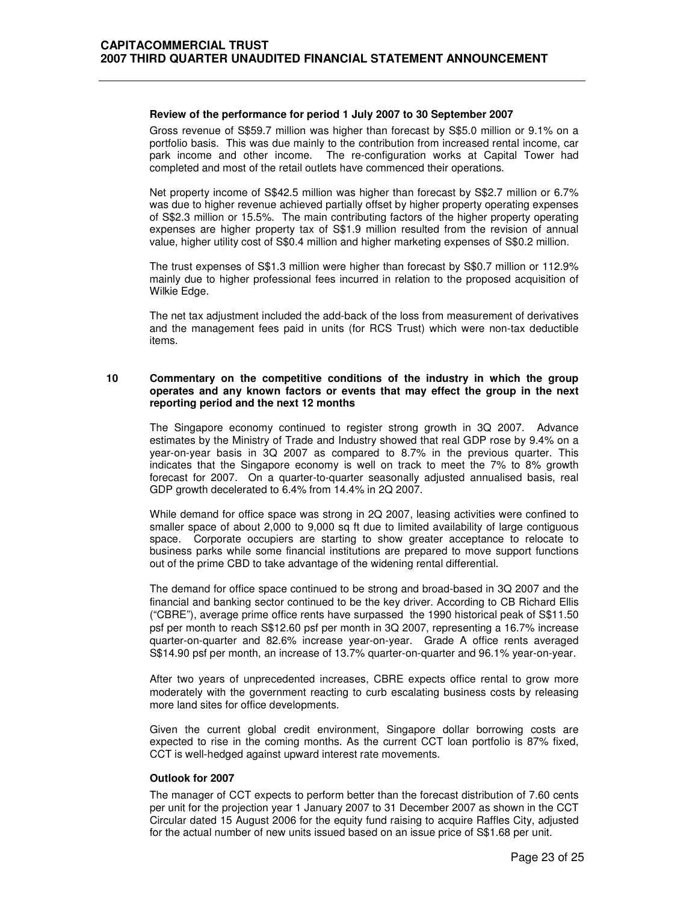**Review of the performance for period 1 July 2007 to 30 September 2007**

Gross revenue of S$59.7 million was higher than forecast by S$5.0 million or 9.1% on a portfolio basis. This was due mainly to the contribution from increased rental income, car park income and other income. The re-configuration works at Capital Tower had completed and most of the retail outlets have commenced their operations.

Net property income of S$42.5 million was higher than forecast by S$2.7 million or 6.7% was due to higher revenue achieved partially offset by higher property operating expenses of S$2.3 million or 15.5%. The main contributing factors of the higher property operating expenses are higher property tax of S$1.9 million resulted from the revision of annual value, higher utility cost of S$0.4 million and higher marketing expenses of S$0.2 million.

The trust expenses of S$1.3 million were higher than forecast by S$0.7 million or 112.9% mainly due to higher professional fees incurred in relation to the proposed acquisition of Wilkie Edge.

The net tax adjustment included the add-back of the loss from measurement of derivatives and the management fees paid in units (for RCS Trust) which were non-tax deductible items.

## 10 Commentary on the competitive conditions of the industry in which the group operates and any known factors or events that may effect the group in the next reporting period and the next 12 months

The Singapore economy continued to register strong growth in 3Q 2007. Advance estimates by the Ministry of Trade and Industry showed that real GDP rose by 9.4% on a year-on-year basis in 3Q 2007 as compared to 8.7% in the previous quarter. This indicates that the Singapore economy is well on track to meet the 7% to 8% growth forecast for 2007. On a quarter-to-quarter seasonally adjusted annualised basis, real GDP growth decelerated to 6.4% from 14.4% in 2Q 2007.

While demand for office space was strong in 2Q 2007, leasing activities were confined to smaller space of about 2,000 to 9,000 sq ft due to limited availability of large contiguous space. Corporate occupiers are starting to show greater acceptance to relocate to business parks while some financial institutions are prepared to move support functions out of the prime CBD to take advantage of the widening rental differential.

The demand for office space continued to be strong and broad-based in 3Q 2007 and the financial and banking sector continued to be the key driver. According to CB Richard Ellis ("CBRE"), average prime office rents have surpassed the 1990 historical peak of S$11.50 psf per month to reach S$12.60 psf per month in 3Q 2007, representing a 16.7% increase quarter-on-quarter and 82.6% increase year-on-year. Grade A office rents averaged S$14.90 psf per month, an increase of 13.7% quarter-on-quarter and 96.1% year-on-year.

After two years of unprecedented increases, CBRE expects office rental to grow more moderately with the government reacting to curb escalating business costs by releasing more land sites for office developments.

Given the current global credit environment, Singapore dollar borrowing costs are expected to rise in the coming months. As the current CCT loan portfolio is 87% fixed, CCT is well-hedged against upward interest rate movements.

**Outlook for 2007**

The manager of CCT expects to perform better than the forecast distribution of 7.60 cents per unit for the projection year 1 January 2007 to 31 December 2007 as shown in the CCT Circular dated 15 August 2006 for the equity fund raising to acquire Raffles City, adjusted for the actual number of new units issued based on an issue price of S$1.68 per unit.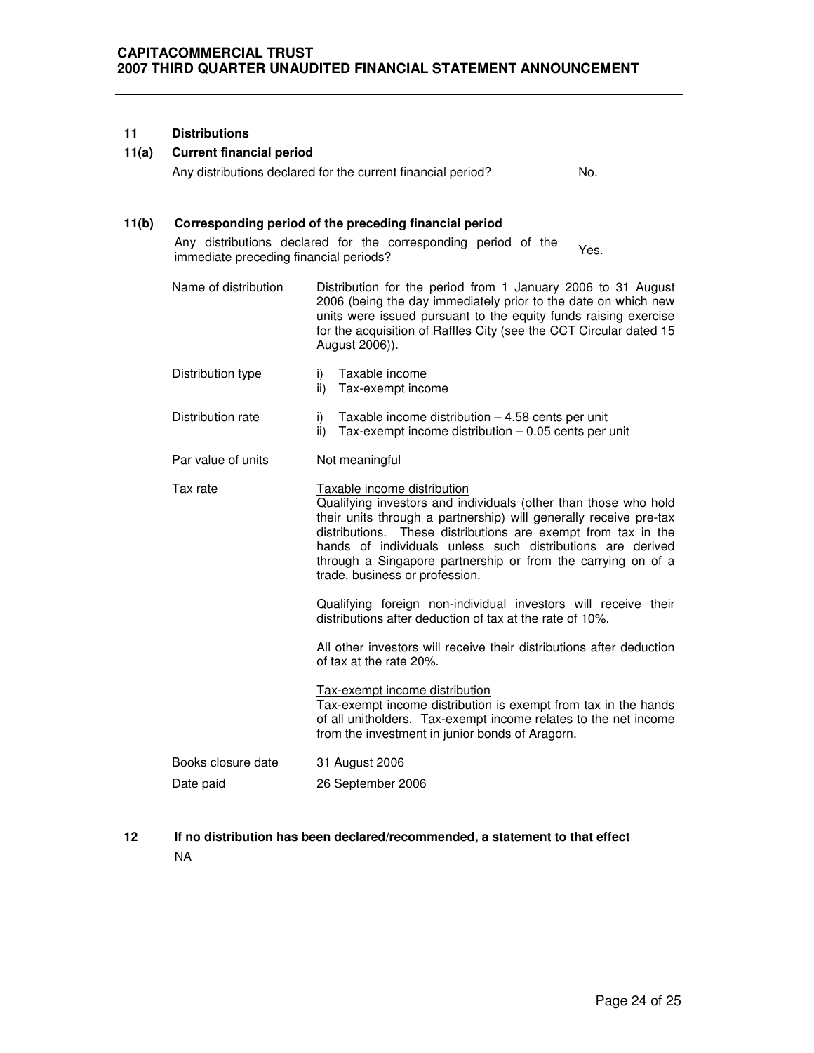## 11 Distributions

### 11(a) Current financial period

Any distributions declared for the current financial period? No.

### 11(b) Corresponding period of the preceding financial period

Any distributions declared for the corresponding period of the immediate preceding financial periods? Yes.

| | |
|---|---|
| Name of distribution | Distribution for the period from 1 January 2006 to 31 August 2006 (being the day immediately prior to the date on which new units were issued pursuant to the equity funds raising exercise for the acquisition of Raffles City (see the CCT Circular dated 15 August 2006)). |
| Distribution type | i) Taxable income<br>ii) Tax-exempt income |
| Distribution rate | i) Taxable income distribution – 4.58 cents per unit<br>ii) Tax-exempt income distribution – 0.05 cents per unit |
| Par value of units | Not meaningful |
| Tax rate | <u>Taxable income distribution</u><br>Qualifying investors and individuals (other than those who hold their units through a partnership) will generally receive pre-tax distributions. These distributions are exempt from tax in the hands of individuals unless such distributions are derived through a Singapore partnership or from the carrying on of a trade, business or profession.<br><br>Qualifying foreign non-individual investors will receive their distributions after deduction of tax at the rate of 10%.<br><br>All other investors will receive their distributions after deduction of tax at the rate 20%.<br><br><u>Tax-exempt income distribution</u><br>Tax-exempt income distribution is exempt from tax in the hands of all unitholders. Tax-exempt income relates to the net income from the investment in junior bonds of Aragorn. |
| Books closure date | 31 August 2006 |
| Date paid | 26 September 2006 |

## 12 If no distribution has been declared/recommended, a statement to that effect

NA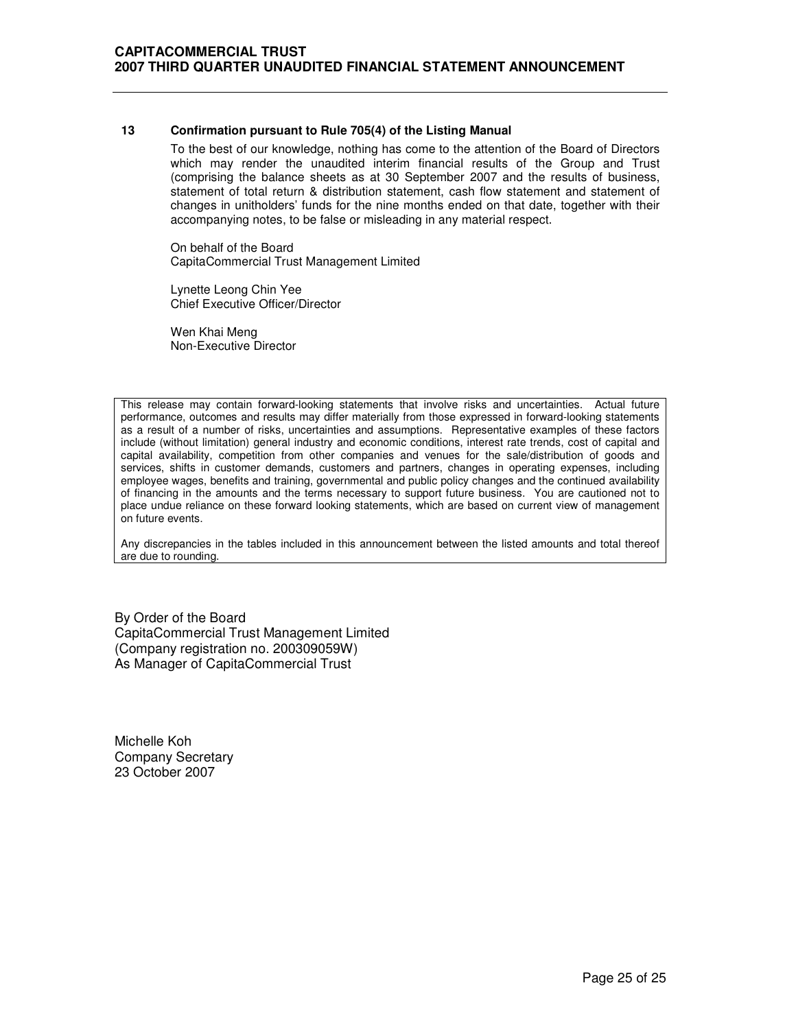## 13 Confirmation pursuant to Rule 705(4) of the Listing Manual

To the best of our knowledge, nothing has come to the attention of the Board of Directors which may render the unaudited interim financial results of the Group and Trust (comprising the balance sheets as at 30 September 2007 and the results of business, statement of total return & distribution statement, cash flow statement and statement of changes in unitholders' funds for the nine months ended on that date, together with their accompanying notes, to be false or misleading in any material respect.

On behalf of the Board
CapitaCommercial Trust Management Limited

Lynette Leong Chin Yee
Chief Executive Officer/Director

Wen Khai Meng
Non-Executive Director

This release may contain forward-looking statements that involve risks and uncertainties. Actual future performance, outcomes and results may differ materially from those expressed in forward-looking statements as a result of a number of risks, uncertainties and assumptions. Representative examples of these factors include (without limitation) general industry and economic conditions, interest rate trends, cost of capital and capital availability, competition from other companies and venues for the sale/distribution of goods and services, shifts in customer demands, customers and partners, changes in operating expenses, including employee wages, benefits and training, governmental and public policy changes and the continued availability of financing in the amounts and the terms necessary to support future business. You are cautioned not to place undue reliance on these forward looking statements, which are based on current view of management on future events.

Any discrepancies in the tables included in this announcement between the listed amounts and total thereof are due to rounding.

By Order of the Board
CapitaCommercial Trust Management Limited
(Company registration no. 200309059W)
As Manager of CapitaCommercial Trust

Michelle Koh
Company Secretary
23 October 2007